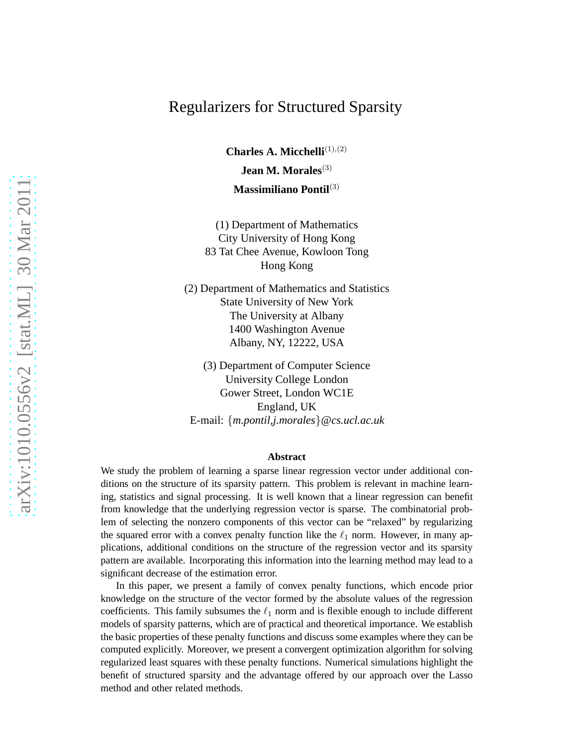# Regularizers for Structured Sparsity

**Charles A. Micchelli**[(1),(2)]

**Jean M. Morales**[(3)]

**Massimiliano Pontil**[(3)]

(1) Department of Mathematics
City University of Hong Kong
83 Tat Chee Avenue, Kowloon Tong
Hong Kong

(2) Department of Mathematics and Statistics
State University of New York
The University at Albany
1400 Washington Avenue
Albany, NY, 12222, USA

(3) Department of Computer Science
University College London
Gower Street, London WC1E
England, UK
E-mail: {*m.pontil,j.morales*}*@cs.ucl.ac.uk*

**Abstract**

We study the problem of learning a sparse linear regression vector under additional conditions on the structure of its sparsity pattern. This problem is relevant in machine learning, statistics and signal processing. It is well known that a linear regression can benefit from knowledge that the underlying regression vector is sparse. The combinatorial problem of selecting the nonzero components of this vector can be "relaxed" by regularizing the squared error with a convex penalty function like the $\ell_1$ norm. However, in many applications, additional conditions on the structure of the regression vector and its sparsity pattern are available. Incorporating this information into the learning method may lead to a significant decrease of the estimation error.

In this paper, we present a family of convex penalty functions, which encode prior knowledge on the structure of the vector formed by the absolute values of the regression coefficients. This family subsumes the $\ell_1$ norm and is flexible enough to include different models of sparsity patterns, which are of practical and theoretical importance. We establish the basic properties of these penalty functions and discuss some examples where they can be computed explicitly. Moreover, we present a convergent optimization algorithm for solving regularized least squares with these penalty functions. Numerical simulations highlight the benefit of structured sparsity and the advantage offered by our approach over the Lasso method and other related methods.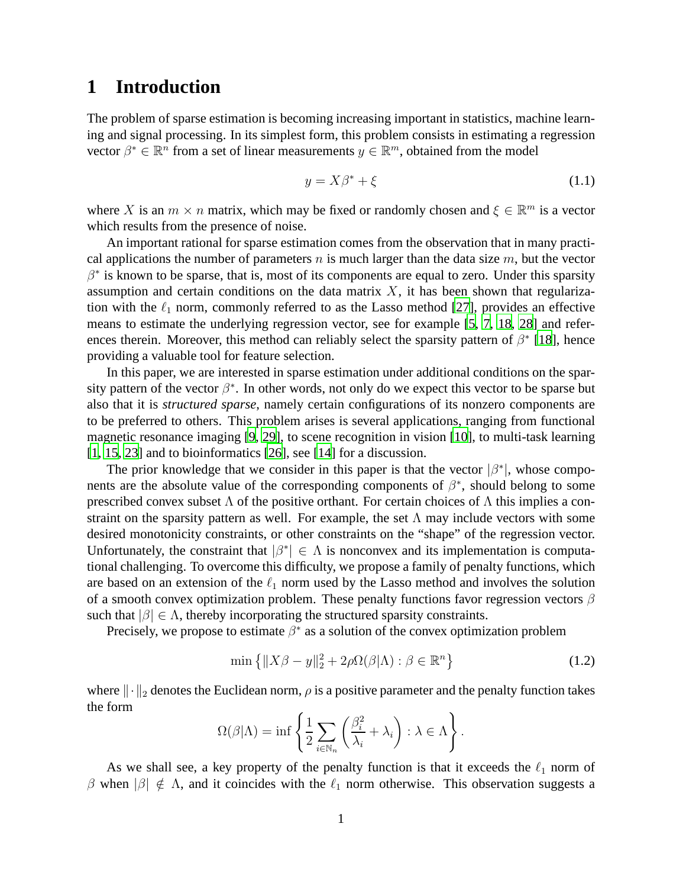# 1 Introduction

The problem of sparse estimation is becoming increasing important in statistics, machine learning and signal processing. In its simplest form, this problem consists in estimating a regression vector $\beta^* \in \mathbb{R}^n$ from a set of linear measurements $y \in \mathbb{R}^m$, obtained from the model

$$y = X\beta^* + \xi \tag{1.1}$$

where $X$ is an $m \times n$ matrix, which may be fixed or randomly chosen and $\xi \in \mathbb{R}^m$ is a vector which results from the presence of noise.

An important rational for sparse estimation comes from the observation that in many practical applications the number of parameters $n$ is much larger than the data size $m$, but the vector $\beta^*$ is known to be sparse, that is, most of its components are equal to zero. Under this sparsity assumption and certain conditions on the data matrix $X$, it has been shown that regularization with the $\ell_1$ norm, commonly referred to as the Lasso method [27], provides an effective means to estimate the underlying regression vector, see for example [5, 7, 18, 28] and references therein. Moreover, this method can reliably select the sparsity pattern of $\beta^*$ [18], hence providing a valuable tool for feature selection.

In this paper, we are interested in sparse estimation under additional conditions on the sparsity pattern of the vector $\beta^*$. In other words, not only do we expect this vector to be sparse but also that it is *structured sparse*, namely certain configurations of its nonzero components are to be preferred to others. This problem arises is several applications, ranging from functional magnetic resonance imaging [9, 29], to scene recognition in vision [10], to multi-task learning [1, 15, 23] and to bioinformatics [26], see [14] for a discussion.

The prior knowledge that we consider in this paper is that the vector $|\beta^*|$, whose components are the absolute value of the corresponding components of $\beta^*$, should belong to some prescribed convex subset $\Lambda$ of the positive orthant. For certain choices of $\Lambda$ this implies a constraint on the sparsity pattern as well. For example, the set $\Lambda$ may include vectors with some desired monotonicity constraints, or other constraints on the "shape" of the regression vector. Unfortunately, the constraint that $|\beta^*| \in \Lambda$ is nonconvex and its implementation is computational challenging. To overcome this difficulty, we propose a family of penalty functions, which are based on an extension of the $\ell_1$ norm used by the Lasso method and involves the solution of a smooth convex optimization problem. These penalty functions favor regression vectors $\beta$ such that $|\beta| \in \Lambda$, thereby incorporating the structured sparsity constraints.

Precisely, we propose to estimate $\beta^*$ as a solution of the convex optimization problem

$$\min \left\{ \|X\beta - y\|_2^2 + 2\rho\Omega(\beta|\Lambda) : \beta \in \mathbb{R}^n \right\} \tag{1.2}$$

where $\|\cdot\|_2$ denotes the Euclidean norm, $\rho$ is a positive parameter and the penalty function takes the form

$$\Omega(\beta|\Lambda) = \inf \left\{ \frac{1}{2} \sum_{i \in \mathbb{N}_n} \left( \frac{\beta_i^2}{\lambda_i} + \lambda_i \right) : \lambda \in \Lambda \right\}.$$

As we shall see, a key property of the penalty function is that it exceeds the $\ell_1$ norm of $\beta$ when $|\beta| \notin \Lambda$, and it coincides with the $\ell_1$ norm otherwise. This observation suggests a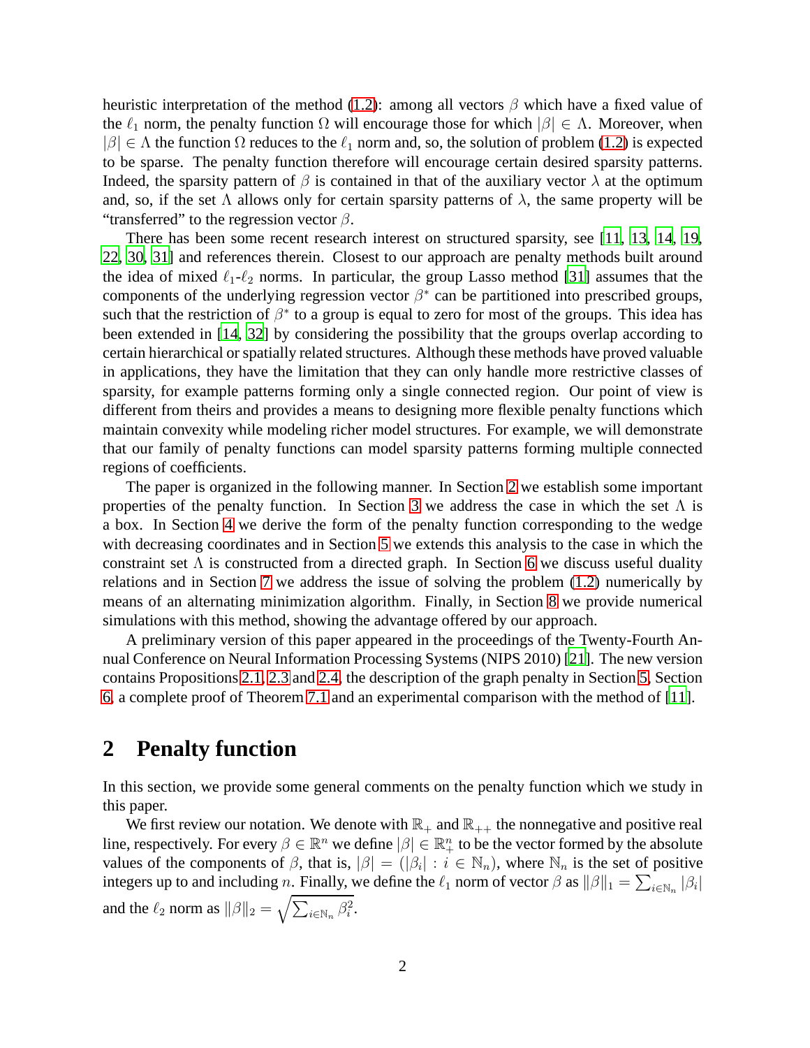heuristic interpretation of the method (1.2): among all vectors $\beta$ which have a fixed value of the $\ell_1$ norm, the penalty function $\Omega$ will encourage those for which $|\beta| \in \Lambda$. Moreover, when $|\beta| \in \Lambda$ the function $\Omega$ reduces to the $\ell_1$ norm and, so, the solution of problem (1.2) is expected to be sparse. The penalty function therefore will encourage certain desired sparsity patterns. Indeed, the sparsity pattern of $\beta$ is contained in that of the auxiliary vector $\lambda$ at the optimum and, so, if the set $\Lambda$ allows only for certain sparsity patterns of $\lambda$, the same property will be "transferred" to the regression vector $\beta$.

There has been some recent research interest on structured sparsity, see [11, 13, 14, 19, 22, 30, 31] and references therein. Closest to our approach are penalty methods built around the idea of mixed $\ell_1$-$\ell_2$ norms. In particular, the group Lasso method [31] assumes that the components of the underlying regression vector $\beta^*$ can be partitioned into prescribed groups, such that the restriction of $\beta^*$ to a group is equal to zero for most of the groups. This idea has been extended in [14, 32] by considering the possibility that the groups overlap according to certain hierarchical or spatially related structures. Although these methods have proved valuable in applications, they have the limitation that they can only handle more restrictive classes of sparsity, for example patterns forming only a single connected region. Our point of view is different from theirs and provides a means to designing more flexible penalty functions which maintain convexity while modeling richer model structures. For example, we will demonstrate that our family of penalty functions can model sparsity patterns forming multiple connected regions of coefficients.

The paper is organized in the following manner. In Section 2 we establish some important properties of the penalty function. In Section 3 we address the case in which the set $\Lambda$ is a box. In Section 4 we derive the form of the penalty function corresponding to the wedge with decreasing coordinates and in Section 5 we extends this analysis to the case in which the constraint set $\Lambda$ is constructed from a directed graph. In Section 6 we discuss useful duality relations and in Section 7 we address the issue of solving the problem (1.2) numerically by means of an alternating minimization algorithm. Finally, in Section 8 we provide numerical simulations with this method, showing the advantage offered by our approach.

A preliminary version of this paper appeared in the proceedings of the Twenty-Fourth Annual Conference on Neural Information Processing Systems (NIPS 2010) [21]. The new version contains Propositions 2.1, 2.3 and 2.4, the description of the graph penalty in Section 5, Section 6, a complete proof of Theorem 7.1 and an experimental comparison with the method of [11].

## 2 Penalty function

In this section, we provide some general comments on the penalty function which we study in this paper.

We first review our notation. We denote with $\mathbb{R}_+$ and $\mathbb{R}_{++}$ the nonnegative and positive real line, respectively. For every $\beta \in \mathbb{R}^n$ we define $|\beta| \in \mathbb{R}^n_+$ to be the vector formed by the absolute values of the components of $\beta$, that is, $|\beta| = (|\beta_i| : i \in \mathbb{N}_n)$, where $\mathbb{N}_n$ is the set of positive integers up to and including $n$. Finally, we define the $\ell_1$ norm of vector $\beta$ as $\|\beta\|_1 = \sum_{i\in\mathbb{N}_n} |\beta_i|$ and the $\ell_2$ norm as $\|\beta\|_2 = \sqrt{\sum_{i\in\mathbb{N}_n} \beta_i^2}$.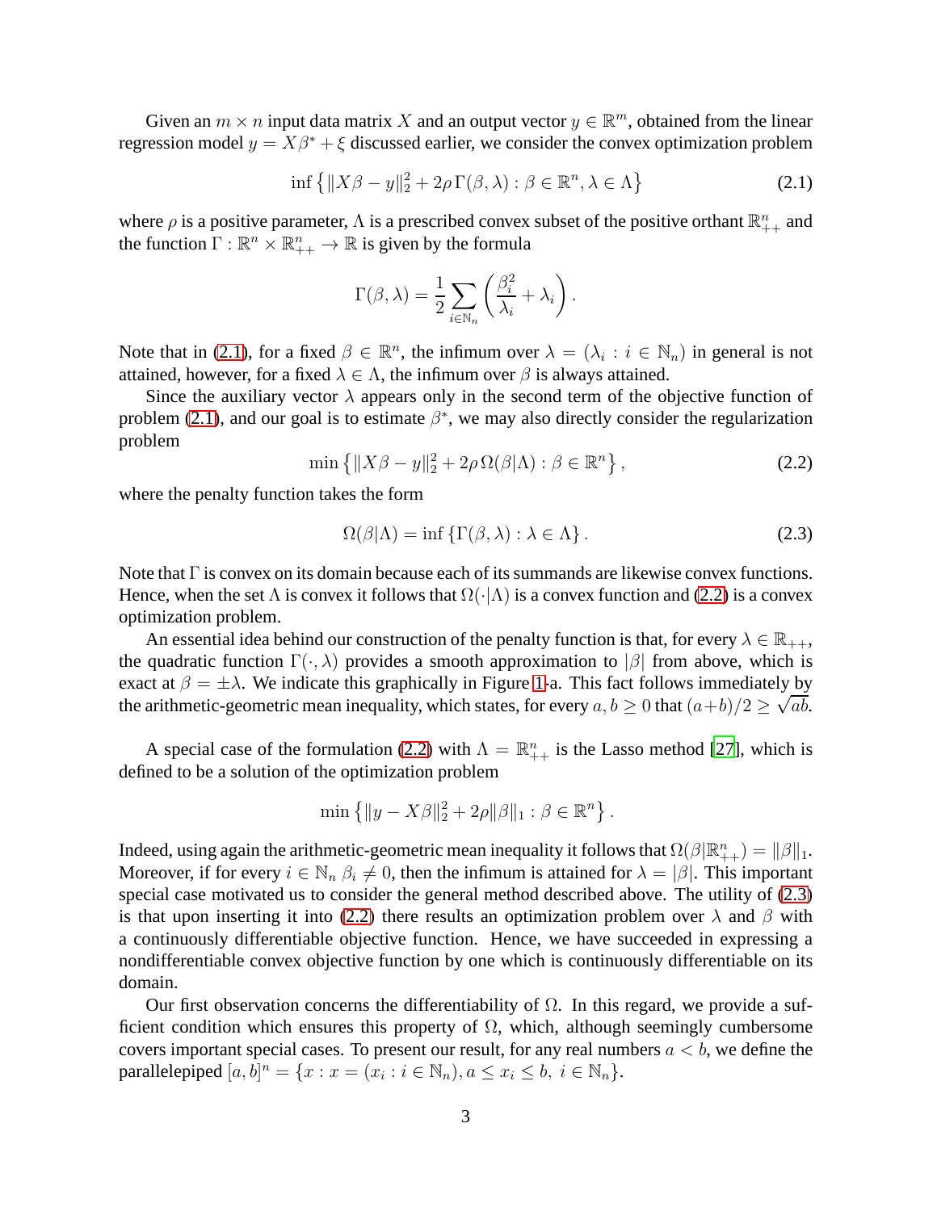Given an $m \times n$ input data matrix $X$ and an output vector $y \in \mathbb{R}^m$, obtained from the linear regression model $y = X\beta^* + \xi$ discussed earlier, we consider the convex optimization problem

$$\inf \left\{ \|X\beta - y\|_2^2 + 2\rho\,\Gamma(\beta, \lambda) : \beta \in \mathbb{R}^n, \lambda \in \Lambda \right\} \tag{2.1}$$

where $\rho$ is a positive parameter, $\Lambda$ is a prescribed convex subset of the positive orthant $\mathbb{R}^n_{++}$ and the function $\Gamma : \mathbb{R}^n \times \mathbb{R}^n_{++} \to \mathbb{R}$ is given by the formula

$$\Gamma(\beta, \lambda) = \frac{1}{2} \sum_{i \in \mathbb{N}_n} \left( \frac{\beta_i^2}{\lambda_i} + \lambda_i \right).$$

Note that in (2.1), for a fixed $\beta \in \mathbb{R}^n$, the infimum over $\lambda = (\lambda_i : i \in \mathbb{N}_n)$ in general is not attained, however, for a fixed $\lambda \in \Lambda$, the infimum over $\beta$ is always attained.

Since the auxiliary vector $\lambda$ appears only in the second term of the objective function of problem (2.1), and our goal is to estimate $\beta^*$, we may also directly consider the regularization problem

$$\min \left\{ \|X\beta - y\|_2^2 + 2\rho\,\Omega(\beta|\Lambda) : \beta \in \mathbb{R}^n \right\}, \tag{2.2}$$

where the penalty function takes the form

$$\Omega(\beta|\Lambda) = \inf \left\{ \Gamma(\beta, \lambda) : \lambda \in \Lambda \right\}. \tag{2.3}$$

Note that $\Gamma$ is convex on its domain because each of its summands are likewise convex functions. Hence, when the set $\Lambda$ is convex it follows that $\Omega(\cdot|\Lambda)$ is a convex function and (2.2) is a convex optimization problem.

An essential idea behind our construction of the penalty function is that, for every $\lambda \in \mathbb{R}_{++}$, the quadratic function $\Gamma(\cdot, \lambda)$ provides a smooth approximation to $|\beta|$ from above, which is exact at $\beta = \pm\lambda$. We indicate this graphically in Figure 1-a. This fact follows immediately by the arithmetic-geometric mean inequality, which states, for every $a, b \geq 0$ that $(a+b)/2 \geq \sqrt{ab}$.

A special case of the formulation (2.2) with $\Lambda = \mathbb{R}^n_{++}$ is the Lasso method [27], which is defined to be a solution of the optimization problem

$$\min \left\{ \|y - X\beta\|_2^2 + 2\rho\|\beta\|_1 : \beta \in \mathbb{R}^n \right\}.$$

Indeed, using again the arithmetic-geometric mean inequality it follows that $\Omega(\beta|\mathbb{R}^n_{++}) = \|\beta\|_1$. Moreover, if for every $i \in \mathbb{N}_n$ $\beta_i \neq 0$, then the infimum is attained for $\lambda = |\beta|$. This important special case motivated us to consider the general method described above. The utility of (2.3) is that upon inserting it into (2.2) there results an optimization problem over $\lambda$ and $\beta$ with a continuously differentiable objective function. Hence, we have succeeded in expressing a nondifferentiable convex objective function by one which is continuously differentiable on its domain.

Our first observation concerns the differentiability of $\Omega$. In this regard, we provide a sufficient condition which ensures this property of $\Omega$, which, although seemingly cumbersome covers important special cases. To present our result, for any real numbers $a < b$, we define the parallelepiped $[a, b]^n = \{x : x = (x_i : i \in \mathbb{N}_n), a \leq x_i \leq b,\ i \in \mathbb{N}_n\}$.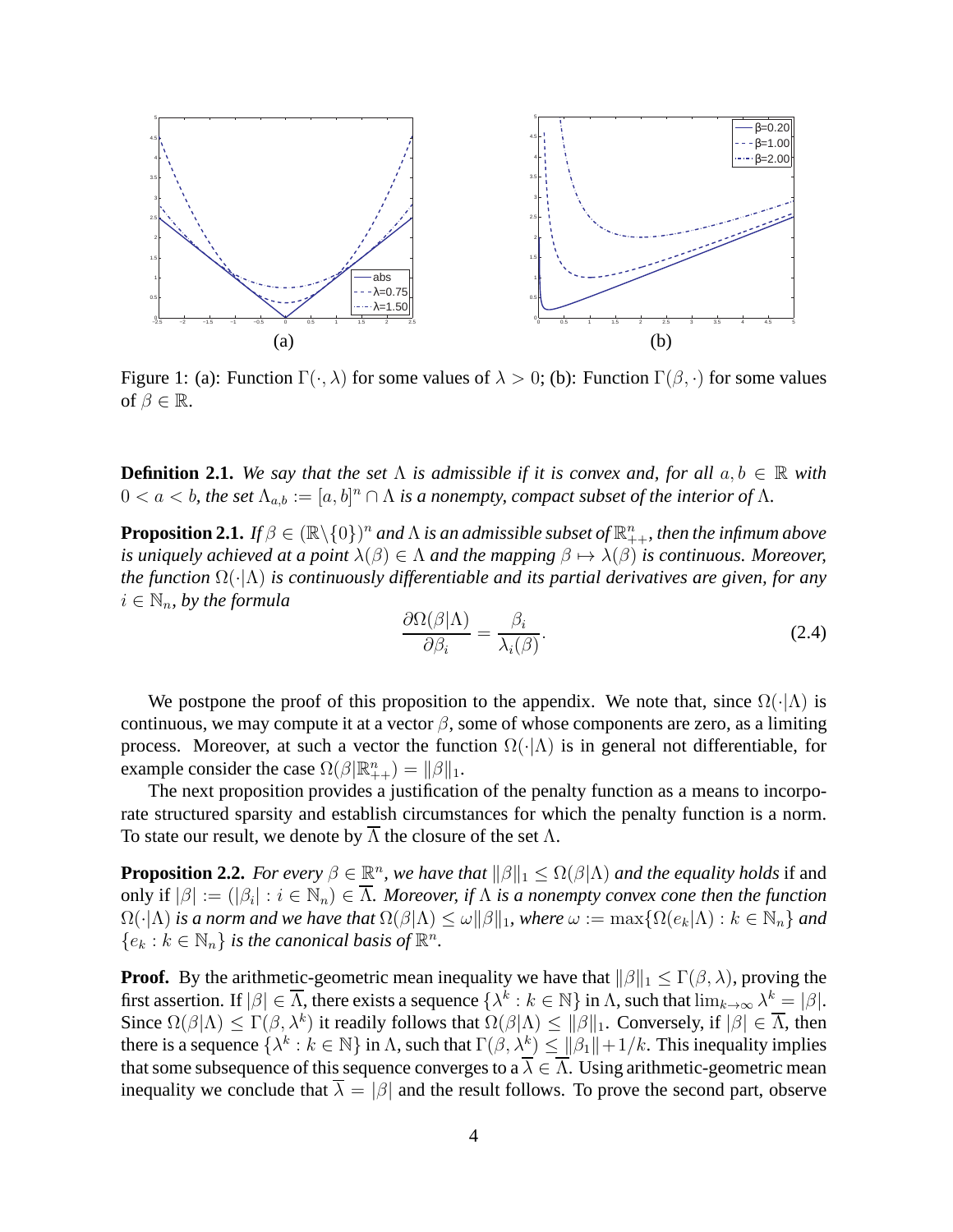Figure 1: (a): Function $\Gamma(\cdot, \lambda)$ for some values of $\lambda > 0$; (b): Function $\Gamma(\beta, \cdot)$ for some values of $\beta \in \mathbb{R}$.

**Definition 2.1.** *We say that the set $\Lambda$ is admissible if it is convex and, for all $a, b \in \mathbb{R}$ with $0 < a < b$, the set $\Lambda_{a,b} := [a, b]^n \cap \Lambda$ is a nonempty, compact subset of the interior of $\Lambda$.*

**Proposition 2.1.** *If $\beta \in (\mathbb{R}\backslash\{0\})^n$ and $\Lambda$ is an admissible subset of $\mathbb{R}^n_{++}$, then the infimum above is uniquely achieved at a point $\lambda(\beta) \in \Lambda$ and the mapping $\beta \mapsto \lambda(\beta)$ is continuous. Moreover, the function $\Omega(\cdot|\Lambda)$ is continuously differentiable and its partial derivatives are given, for any $i \in \mathbb{N}_n$, by the formula*

$$\frac{\partial \Omega(\beta|\Lambda)}{\partial \beta_i} = \frac{\beta_i}{\lambda_i(\beta)}. \tag{2.4}$$

We postpone the proof of this proposition to the appendix. We note that, since $\Omega(\cdot|\Lambda)$ is continuous, we may compute it at a vector $\beta$, some of whose components are zero, as a limiting process. Moreover, at such a vector the function $\Omega(\cdot|\Lambda)$ is in general not differentiable, for example consider the case $\Omega(\beta|\mathbb{R}^n_{++}) = \|\beta\|_1$.

The next proposition provides a justification of the penalty function as a means to incorporate structured sparsity and establish circumstances for which the penalty function is a norm. To state our result, we denote by $\overline{\Lambda}$ the closure of the set $\Lambda$.

**Proposition 2.2.** *For every $\beta \in \mathbb{R}^n$, we have that $\|\beta\|_1 \leq \Omega(\beta|\Lambda)$ and the equality holds* if and only if *$|\beta| := (|\beta_i| : i \in \mathbb{N}_n) \in \overline{\Lambda}$. Moreover, if $\Lambda$ is a nonempty convex cone then the function $\Omega(\cdot|\Lambda)$ is a norm and we have that $\Omega(\beta|\Lambda) \leq \omega\|\beta\|_1$, where $\omega := \max\{\Omega(e_k|\Lambda) : k \in \mathbb{N}_n\}$ and $\{e_k : k \in \mathbb{N}_n\}$ is the canonical basis of $\mathbb{R}^n$.*

**Proof.** By the arithmetic-geometric mean inequality we have that $\|\beta\|_1 \leq \Gamma(\beta, \lambda)$, proving the first assertion. If $|\beta| \in \overline{\Lambda}$, there exists a sequence $\{\lambda^k : k \in \mathbb{N}\}$ in $\Lambda$, such that $\lim_{k\to\infty} \lambda^k = |\beta|$. Since $\Omega(\beta|\Lambda) \leq \Gamma(\beta, \lambda^k)$ it readily follows that $\Omega(\beta|\Lambda) \leq \|\beta\|_1$. Conversely, if $|\beta| \in \overline{\Lambda}$, then there is a sequence $\{\lambda^k : k \in \mathbb{N}\}$ in $\Lambda$, such that $\Gamma(\beta, \lambda^k) \leq \|\beta_1\| + 1/k$. This inequality implies that some subsequence of this sequence converges to a $\overline{\lambda} \in \overline{\Lambda}$. Using arithmetic-geometric mean inequality we conclude that $\overline{\lambda} = |\beta|$ and the result follows. To prove the second part, observe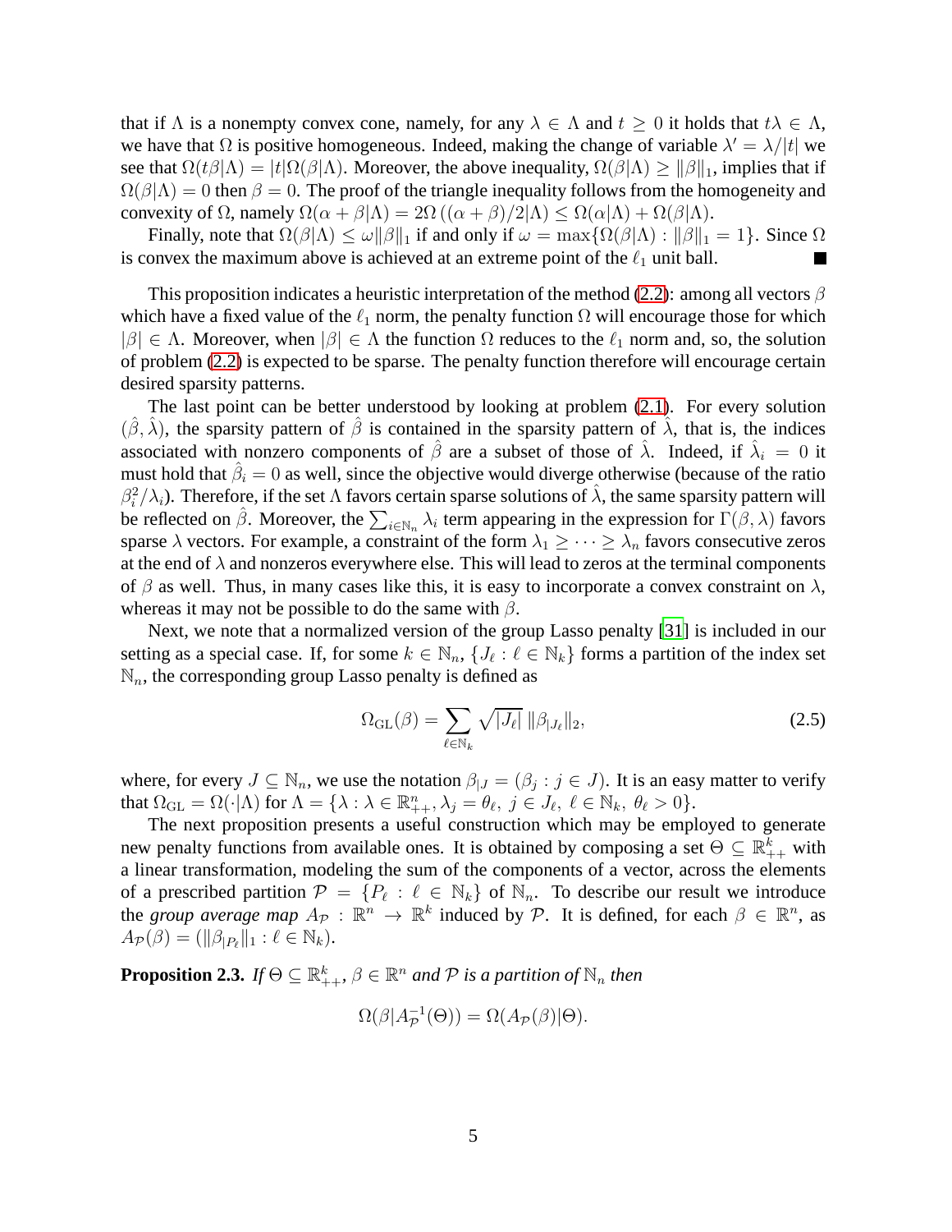that if $\Lambda$ is a nonempty convex cone, namely, for any $\lambda \in \Lambda$ and $t \geq 0$ it holds that $t\lambda \in \Lambda$, we have that $\Omega$ is positive homogeneous. Indeed, making the change of variable $\lambda' = \lambda/|t|$ we see that $\Omega(t\beta|\Lambda) = |t|\Omega(\beta|\Lambda)$. Moreover, the above inequality, $\Omega(\beta|\Lambda) \geq \|\beta\|_1$, implies that if $\Omega(\beta|\Lambda) = 0$ then $\beta = 0$. The proof of the triangle inequality follows from the homogeneity and convexity of $\Omega$, namely $\Omega(\alpha + \beta|\Lambda) = 2\Omega\left((\alpha + \beta)/2|\Lambda\right) \leq \Omega(\alpha|\Lambda) + \Omega(\beta|\Lambda)$.

Finally, note that $\Omega(\beta|\Lambda) \leq \omega\|\beta\|_1$ if and only if $\omega = \max\{\Omega(\beta|\Lambda) : \|\beta\|_1 = 1\}$. Since $\Omega$ is convex the maximum above is achieved at an extreme point of the $\ell_1$ unit ball. ■

This proposition indicates a heuristic interpretation of the method (2.2): among all vectors $\beta$ which have a fixed value of the $\ell_1$ norm, the penalty function $\Omega$ will encourage those for which $|\beta| \in \Lambda$. Moreover, when $|\beta| \in \Lambda$ the function $\Omega$ reduces to the $\ell_1$ norm and, so, the solution of problem (2.2) is expected to be sparse. The penalty function therefore will encourage certain desired sparsity patterns.

The last point can be better understood by looking at problem (2.1). For every solution $(\hat{\beta}, \hat{\lambda})$, the sparsity pattern of $\hat{\beta}$ is contained in the sparsity pattern of $\hat{\lambda}$, that is, the indices associated with nonzero components of $\hat{\beta}$ are a subset of those of $\hat{\lambda}$. Indeed, if $\hat{\lambda}_i = 0$ it must hold that $\hat{\beta}_i = 0$ as well, since the objective would diverge otherwise (because of the ratio $\beta_i^2/\lambda_i$). Therefore, if the set $\Lambda$ favors certain sparse solutions of $\hat{\lambda}$, the same sparsity pattern will be reflected on $\hat{\beta}$. Moreover, the $\sum_{i \in \mathbb{N}_n} \lambda_i$ term appearing in the expression for $\Gamma(\beta, \lambda)$ favors sparse $\lambda$ vectors. For example, a constraint of the form $\lambda_1 \geq \cdots \geq \lambda_n$ favors consecutive zeros at the end of $\lambda$ and nonzeros everywhere else. This will lead to zeros at the terminal components of $\beta$ as well. Thus, in many cases like this, it is easy to incorporate a convex constraint on $\lambda$, whereas it may not be possible to do the same with $\beta$.

Next, we note that a normalized version of the group Lasso penalty [31] is included in our setting as a special case. If, for some $k \in \mathbb{N}_n$, $\{J_\ell : \ell \in \mathbb{N}_k\}$ forms a partition of the index set $\mathbb{N}_n$, the corresponding group Lasso penalty is defined as

$$\Omega_{\mathrm{GL}}(\beta) = \sum_{\ell \in \mathbb{N}_k} \sqrt{|J_\ell|}\, \|\beta_{|J_\ell}\|_2, \tag{2.5}$$

where, for every $J \subseteq \mathbb{N}_n$, we use the notation $\beta_{|J} = (\beta_j : j \in J)$. It is an easy matter to verify that $\Omega_{\mathrm{GL}} = \Omega(\cdot|\Lambda)$ for $\Lambda = \{\lambda : \lambda \in \mathbb{R}^n_{++}, \lambda_j = \theta_\ell,\ j \in J_\ell,\ \ell \in \mathbb{N}_k,\ \theta_\ell > 0\}$.

The next proposition presents a useful construction which may be employed to generate new penalty functions from available ones. It is obtained by composing a set $\Theta \subseteq \mathbb{R}^k_{++}$ with a linear transformation, modeling the sum of the components of a vector, across the elements of a prescribed partition $\mathcal{P} = \{P_\ell : \ell \in \mathbb{N}_k\}$ of $\mathbb{N}_n$. To describe our result we introduce the *group average map* $A_{\mathcal{P}} : \mathbb{R}^n \to \mathbb{R}^k$ induced by $\mathcal{P}$. It is defined, for each $\beta \in \mathbb{R}^n$, as $A_{\mathcal{P}}(\beta) = (\|\beta_{|P_\ell}\|_1 : \ell \in \mathbb{N}_k)$.

**Proposition 2.3.** *If $\Theta \subseteq \mathbb{R}^k_{++}$, $\beta \in \mathbb{R}^n$ and $\mathcal{P}$ is a partition of $\mathbb{N}_n$ then*

$$\Omega(\beta|A_{\mathcal{P}}^{-1}(\Theta)) = \Omega(A_{\mathcal{P}}(\beta)|\Theta).$$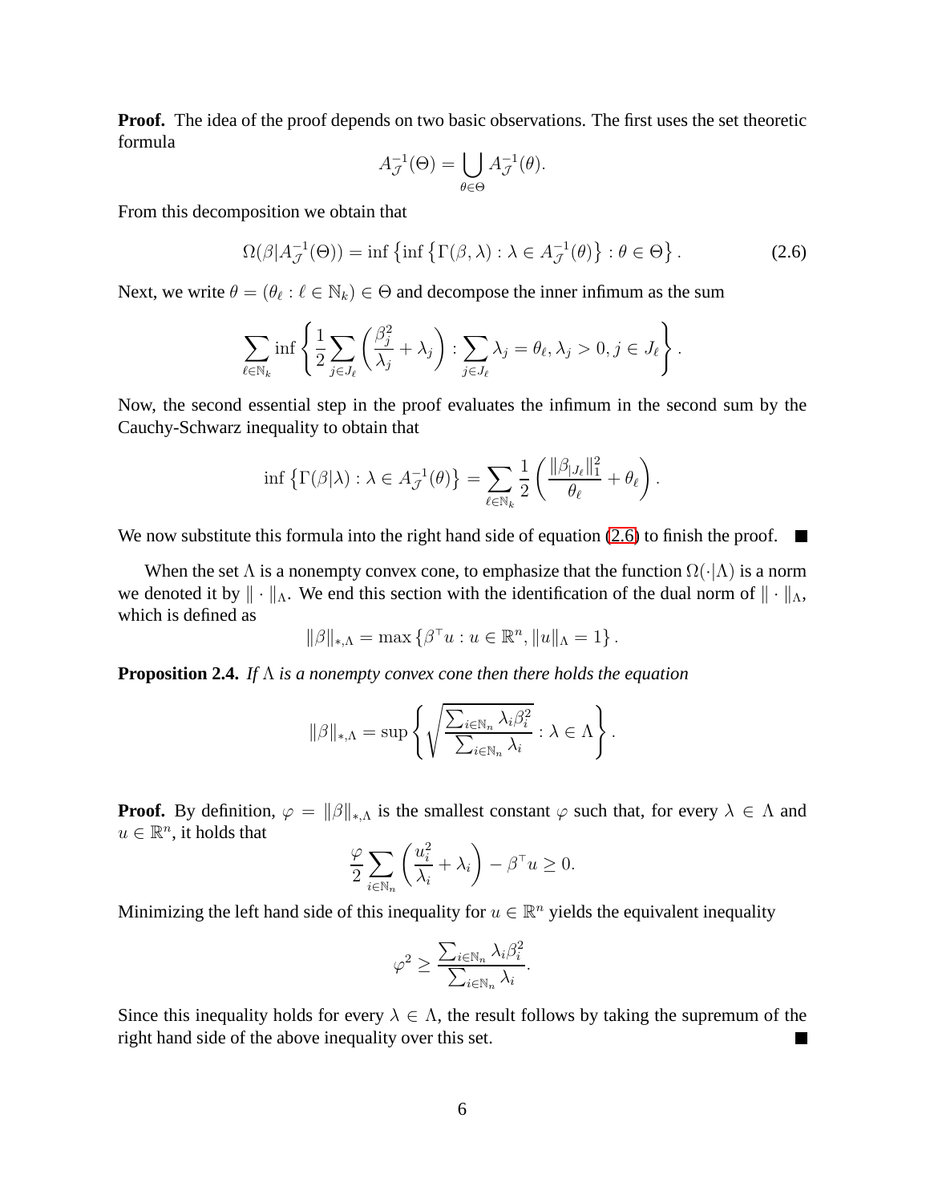**Proof.** The idea of the proof depends on two basic observations. The first uses the set theoretic formula

$$A_{\mathcal{J}}^{-1}(\Theta) = \bigcup_{\theta \in \Theta} A_{\mathcal{J}}^{-1}(\theta).$$

From this decomposition we obtain that

$$\Omega(\beta | A_{\mathcal{J}}^{-1}(\Theta)) = \inf \left\{ \inf \left\{ \Gamma(\beta, \lambda) : \lambda \in A_{\mathcal{J}}^{-1}(\theta) \right\} : \theta \in \Theta \right\}. \tag{2.6}$$

Next, we write $\theta = (\theta_\ell : \ell \in \mathbb{N}_k) \in \Theta$ and decompose the inner infimum as the sum

$$\sum_{\ell \in \mathbb{N}_k} \inf \left\{ \frac{1}{2} \sum_{j \in J_\ell} \left( \frac{\beta_j^2}{\lambda_j} + \lambda_j \right) : \sum_{j \in J_\ell} \lambda_j = \theta_\ell, \lambda_j > 0, j \in J_\ell \right\}.$$

Now, the second essential step in the proof evaluates the infimum in the second sum by the Cauchy-Schwarz inequality to obtain that

$$\inf \left\{ \Gamma(\beta | \lambda) : \lambda \in A_{\mathcal{J}}^{-1}(\theta) \right\} = \sum_{\ell \in \mathbb{N}_k} \frac{1}{2} \left( \frac{\|\beta_{|J_\ell}\|_1^2}{\theta_\ell} + \theta_\ell \right).$$

We now substitute this formula into the right hand side of equation (2.6) to finish the proof. ∎

When the set $\Lambda$ is a nonempty convex cone, to emphasize that the function $\Omega(\cdot|\Lambda)$ is a norm we denoted it by $\|\cdot\|_\Lambda$. We end this section with the identification of the dual norm of $\|\cdot\|_\Lambda$, which is defined as

$$\|\beta\|_{*,\Lambda} = \max \left\{ \beta^\top u : u \in \mathbb{R}^n, \|u\|_\Lambda = 1 \right\}.$$

**Proposition 2.4.** *If $\Lambda$ is a nonempty convex cone then there holds the equation*

$$\|\beta\|_{*,\Lambda} = \sup \left\{ \sqrt{\frac{\sum_{i \in \mathbb{N}_n} \lambda_i \beta_i^2}{\sum_{i \in \mathbb{N}_n} \lambda_i}} : \lambda \in \Lambda \right\}.$$

**Proof.** By definition, $\varphi = \|\beta\|_{*,\Lambda}$ is the smallest constant $\varphi$ such that, for every $\lambda \in \Lambda$ and $u \in \mathbb{R}^n$, it holds that

$$\frac{\varphi}{2} \sum_{i \in \mathbb{N}_n} \left( \frac{u_i^2}{\lambda_i} + \lambda_i \right) - \beta^\top u \geq 0.$$

Minimizing the left hand side of this inequality for $u \in \mathbb{R}^n$ yields the equivalent inequality

$$\varphi^2 \geq \frac{\sum_{i \in \mathbb{N}_n} \lambda_i \beta_i^2}{\sum_{i \in \mathbb{N}_n} \lambda_i}.$$

Since this inequality holds for every $\lambda \in \Lambda$, the result follows by taking the supremum of the right hand side of the above inequality over this set. ∎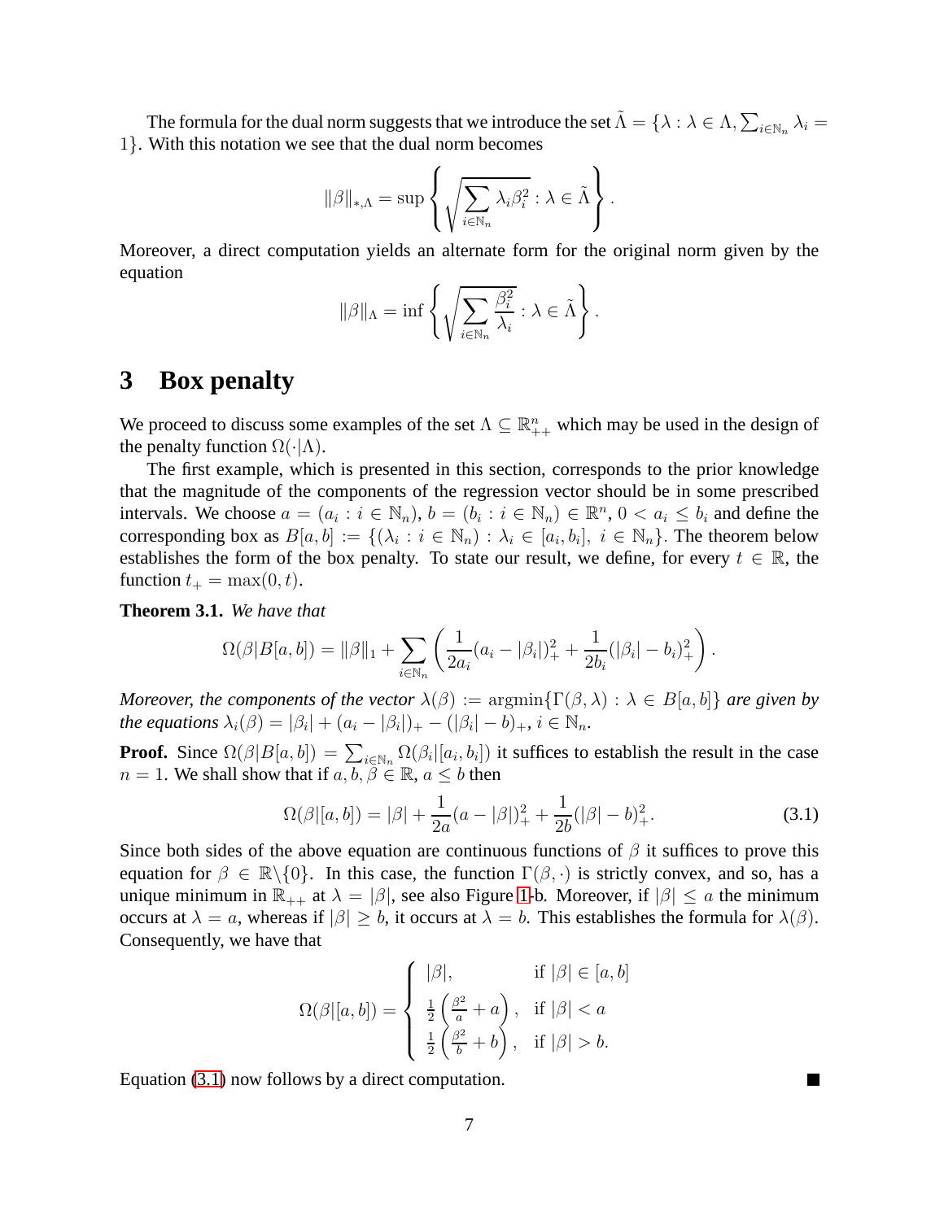The formula for the dual norm suggests that we introduce the set $\tilde{\Lambda} = \{\lambda : \lambda \in \Lambda, \sum_{i \in \mathbb{N}_n} \lambda_i = 1\}$. With this notation we see that the dual norm becomes

$$\|\beta\|_{*,\Lambda} = \sup \left\{ \sqrt{\sum_{i \in \mathbb{N}_n} \lambda_i \beta_i^2} : \lambda \in \tilde{\Lambda} \right\}.$$

Moreover, a direct computation yields an alternate form for the original norm given by the equation

$$\|\beta\|_{\Lambda} = \inf \left\{ \sqrt{\sum_{i \in \mathbb{N}_n} \frac{\beta_i^2}{\lambda_i}} : \lambda \in \tilde{\Lambda} \right\}.$$

# 3 Box penalty

We proceed to discuss some examples of the set $\Lambda \subseteq \mathbb{R}^n_{++}$ which may be used in the design of the penalty function $\Omega(\cdot|\Lambda)$.

The first example, which is presented in this section, corresponds to the prior knowledge that the magnitude of the components of the regression vector should be in some prescribed intervals. We choose $a = (a_i : i \in \mathbb{N}_n)$, $b = (b_i : i \in \mathbb{N}_n) \in \mathbb{R}^n$, $0 < a_i \leq b_i$ and define the corresponding box as $B[a,b] := \{(\lambda_i : i \in \mathbb{N}_n) : \lambda_i \in [a_i, b_i],\ i \in \mathbb{N}_n\}$. The theorem below establishes the form of the box penalty. To state our result, we define, for every $t \in \mathbb{R}$, the function $t_+ = \max(0, t)$.

**Theorem 3.1.** *We have that*

$$\Omega(\beta|B[a,b]) = \|\beta\|_1 + \sum_{i \in \mathbb{N}_n} \left( \frac{1}{2a_i}(a_i - |\beta_i|)_+^2 + \frac{1}{2b_i}(|\beta_i| - b_i)_+^2 \right).$$

*Moreover, the components of the vector* $\lambda(\beta) := \operatorname{argmin}\{\Gamma(\beta, \lambda) : \lambda \in B[a,b]\}$ *are given by the equations* $\lambda_i(\beta) = |\beta_i| + (a_i - |\beta_i|)_+ - (|\beta_i| - b)_+$, $i \in \mathbb{N}_n$.

**Proof.** Since $\Omega(\beta|B[a,b]) = \sum_{i \in \mathbb{N}_n} \Omega(\beta_i|[a_i, b_i])$ it suffices to establish the result in the case $n = 1$. We shall show that if $a, b, \beta \in \mathbb{R}$, $a \leq b$ then

$$\Omega(\beta|[a,b]) = |\beta| + \frac{1}{2a}(a - |\beta|)_+^2 + \frac{1}{2b}(|\beta| - b)_+^2. \tag{3.1}$$

Since both sides of the above equation are continuous functions of $\beta$ it suffices to prove this equation for $\beta \in \mathbb{R} \backslash \{0\}$. In this case, the function $\Gamma(\beta, \cdot)$ is strictly convex, and so, has a unique minimum in $\mathbb{R}_{++}$ at $\lambda = |\beta|$, see also Figure 1-b. Moreover, if $|\beta| \leq a$ the minimum occurs at $\lambda = a$, whereas if $|\beta| \geq b$, it occurs at $\lambda = b$. This establishes the formula for $\lambda(\beta)$. Consequently, we have that

$$\Omega(\beta|[a,b]) = \begin{cases} |\beta|, & \text{if } |\beta| \in [a,b] \\ \frac{1}{2}\left(\frac{\beta^2}{a} + a\right), & \text{if } |\beta| < a \\ \frac{1}{2}\left(\frac{\beta^2}{b} + b\right), & \text{if } |\beta| > b. \end{cases}$$

Equation (3.1) now follows by a direct computation. ∎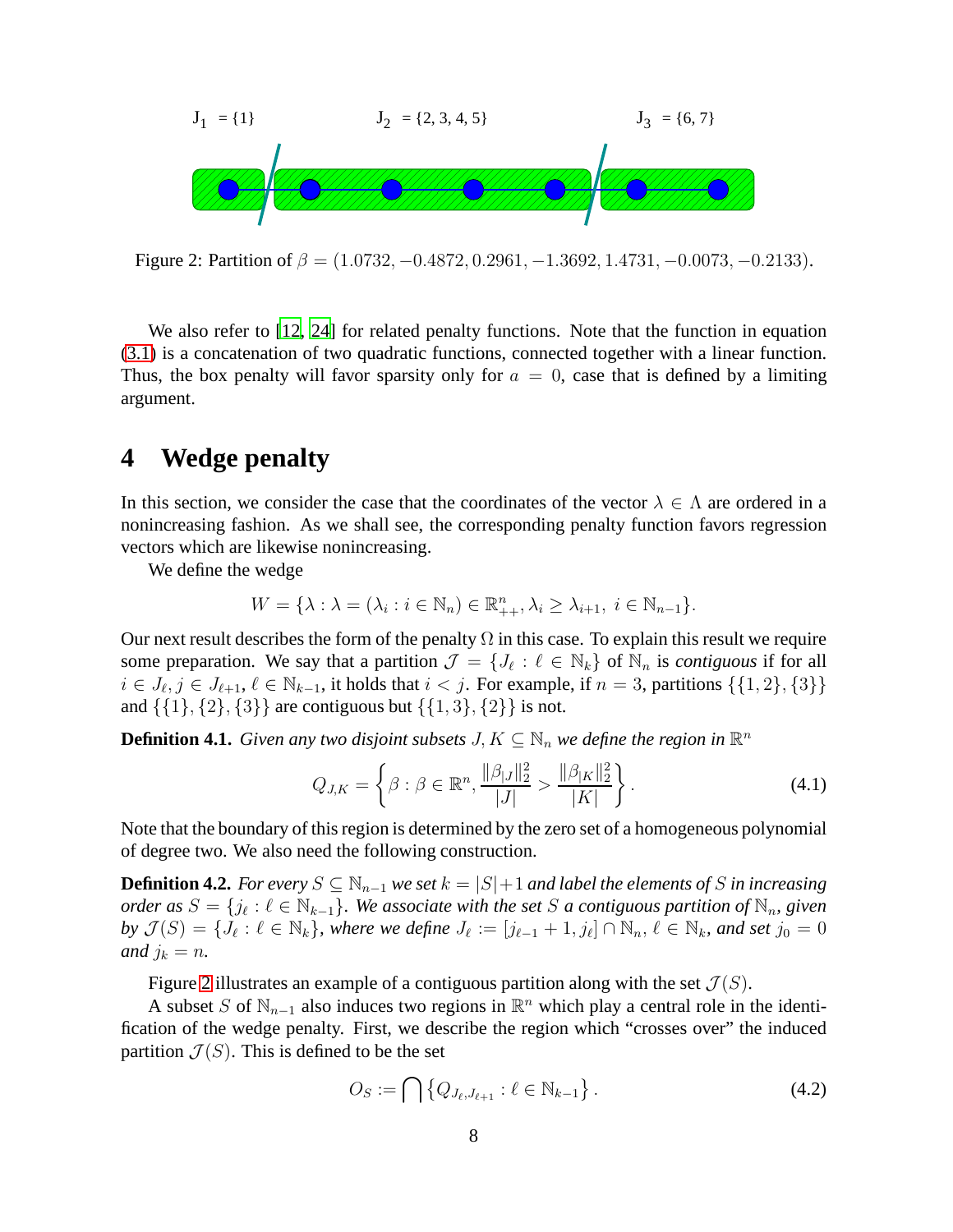$J_1 = \{1\}$ $J_2 = \{2, 3, 4, 5\}$ $J_3 = \{6, 7\}$

Figure 2: Partition of $\beta = (1.0732, -0.4872, 0.2961, -1.3692, 1.4731, -0.0073, -0.2133)$.

We also refer to [12, 24] for related penalty functions. Note that the function in equation (3.1) is a concatenation of two quadratic functions, connected together with a linear function. Thus, the box penalty will favor sparsity only for $a = 0$, case that is defined by a limiting argument.

# 4 Wedge penalty

In this section, we consider the case that the coordinates of the vector $\lambda \in \Lambda$ are ordered in a nonincreasing fashion. As we shall see, the corresponding penalty function favors regression vectors which are likewise nonincreasing.

We define the wedge

$$W = \{\lambda : \lambda = (\lambda_i : i \in \mathbb{N}_n) \in \mathbb{R}^n_{++}, \lambda_i \geq \lambda_{i+1}, \ i \in \mathbb{N}_{n-1}\}.$$

Our next result describes the form of the penalty $\Omega$ in this case. To explain this result we require some preparation. We say that a partition $\mathcal{J} = \{J_\ell : \ell \in \mathbb{N}_k\}$ of $\mathbb{N}_n$ is *contiguous* if for all $i \in J_\ell, j \in J_{\ell+1}$, $\ell \in \mathbb{N}_{k-1}$, it holds that $i < j$. For example, if $n = 3$, partitions $\{\{1,2\},\{3\}\}$ and $\{\{1\},\{2\},\{3\}\}$ are contiguous but $\{\{1,3\},\{2\}\}$ is not.

**Definition 4.1.** *Given any two disjoint subsets $J, K \subseteq \mathbb{N}_n$ we define the region in $\mathbb{R}^n$*

$$Q_{J,K} = \left\{\beta : \beta \in \mathbb{R}^n, \frac{\|\beta_{|J}\|_2^2}{|J|} > \frac{\|\beta_{|K}\|_2^2}{|K|}\right\}. \tag{4.1}$$

Note that the boundary of this region is determined by the zero set of a homogeneous polynomial of degree two. We also need the following construction.

**Definition 4.2.** *For every $S \subseteq \mathbb{N}_{n-1}$ we set $k = |S|+1$ and label the elements of $S$ in increasing order as $S = \{j_\ell : \ell \in \mathbb{N}_{k-1}\}$. We associate with the set $S$ a contiguous partition of $\mathbb{N}_n$, given by $\mathcal{J}(S) = \{J_\ell : \ell \in \mathbb{N}_k\}$, where we define $J_\ell := [j_{\ell-1}+1, j_\ell] \cap \mathbb{N}_n$, $\ell \in \mathbb{N}_k$, and set $j_0 = 0$ and $j_k = n$.*

Figure 2 illustrates an example of a contiguous partition along with the set $\mathcal{J}(S)$.

A subset $S$ of $\mathbb{N}_{n-1}$ also induces two regions in $\mathbb{R}^n$ which play a central role in the identification of the wedge penalty. First, we describe the region which "crosses over" the induced partition $\mathcal{J}(S)$. This is defined to be the set

$$O_S := \bigcap \left\{Q_{J_\ell, J_{\ell+1}} : \ell \in \mathbb{N}_{k-1}\right\}. \tag{4.2}$$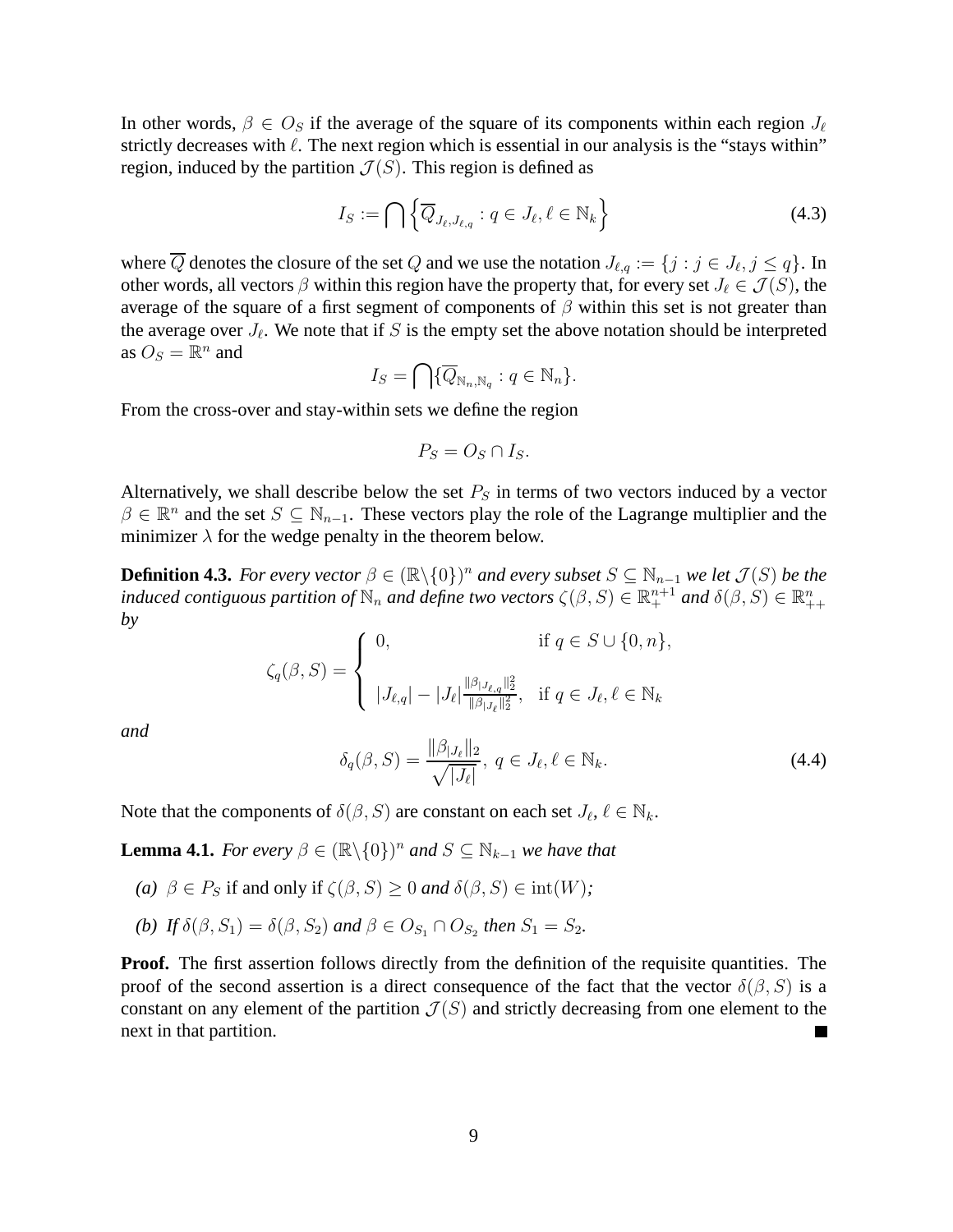In other words, $\beta \in O_S$ if the average of the square of its components within each region $J_\ell$ strictly decreases with $\ell$. The next region which is essential in our analysis is the "stays within" region, induced by the partition $\mathcal{J}(S)$. This region is defined as

$$I_S := \bigcap \left\{ \overline{Q}_{J_\ell, J_{\ell,q}} : q \in J_\ell, \ell \in \mathbb{N}_k \right\} \tag{4.3}$$

where $\overline{Q}$ denotes the closure of the set $Q$ and we use the notation $J_{\ell,q} := \{j : j \in J_\ell, j \leq q\}$. In other words, all vectors $\beta$ within this region have the property that, for every set $J_\ell \in \mathcal{J}(S)$, the average of the square of a first segment of components of $\beta$ within this set is not greater than the average over $J_\ell$. We note that if $S$ is the empty set the above notation should be interpreted as $O_S = \mathbb{R}^n$ and

$$I_S = \bigcap \{ \overline{Q}_{\mathbb{N}_n, \mathbb{N}_q} : q \in \mathbb{N}_n \}.$$

From the cross-over and stay-within sets we define the region

$$P_S = O_S \cap I_S.$$

Alternatively, we shall describe below the set $P_S$ in terms of two vectors induced by a vector $\beta \in \mathbb{R}^n$ and the set $S \subseteq \mathbb{N}_{n-1}$. These vectors play the role of the Lagrange multiplier and the minimizer $\lambda$ for the wedge penalty in the theorem below.

**Definition 4.3.** *For every vector $\beta \in (\mathbb{R}\backslash\{0\})^n$ and every subset $S \subseteq \mathbb{N}_{n-1}$ we let $\mathcal{J}(S)$ be the induced contiguous partition of $\mathbb{N}_n$ and define two vectors $\zeta(\beta, S) \in \mathbb{R}_+^{n+1}$ and $\delta(\beta, S) \in \mathbb{R}_{++}^n$ by*

$$\zeta_q(\beta, S) = \begin{cases} 0, & \text{if } q \in S \cup \{0, n\}, \\ |J_{\ell,q}| - |J_\ell| \frac{\|\beta_{|J_{\ell,q}}\|_2^2}{\|\beta_{|J_\ell}\|_2^2}, & \text{if } q \in J_\ell, \ell \in \mathbb{N}_k \end{cases}$$

*and*

$$\delta_q(\beta, S) = \frac{\|\beta_{|J_\ell}\|_2}{\sqrt{|J_\ell|}}, \ q \in J_\ell, \ell \in \mathbb{N}_k. \tag{4.4}$$

Note that the components of $\delta(\beta, S)$ are constant on each set $J_\ell$, $\ell \in \mathbb{N}_k$.

**Lemma 4.1.** *For every $\beta \in (\mathbb{R}\backslash\{0\})^n$ and $S \subseteq \mathbb{N}_{k-1}$ we have that*

*(a)* $\beta \in P_S$ if and only if $\zeta(\beta, S) \geq 0$ *and* $\delta(\beta, S) \in \text{int}(W)$*;*

*(b) If $\delta(\beta, S_1) = \delta(\beta, S_2)$ and $\beta \in O_{S_1} \cap O_{S_2}$ then $S_1 = S_2$.*

**Proof.** The first assertion follows directly from the definition of the requisite quantities. The proof of the second assertion is a direct consequence of the fact that the vector $\delta(\beta, S)$ is a constant on any element of the partition $\mathcal{J}(S)$ and strictly decreasing from one element to the next in that partition. ∎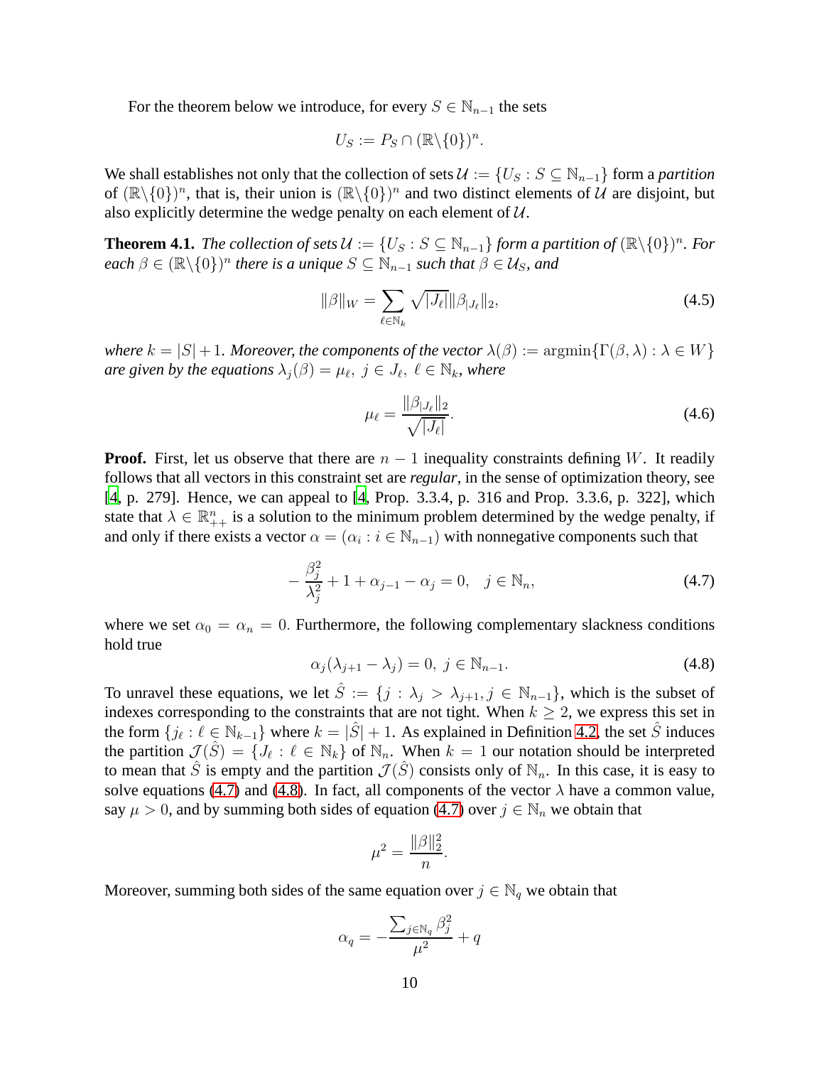For the theorem below we introduce, for every $S \in \mathbb{N}_{n-1}$ the sets

$$U_S := P_S \cap (\mathbb{R}\backslash\{0\})^n.$$

We shall establishes not only that the collection of sets $\mathcal{U} := \{U_S : S \subseteq \mathbb{N}_{n-1}\}$ form a *partition* of $(\mathbb{R}\backslash\{0\})^n$, that is, their union is $(\mathbb{R}\backslash\{0\})^n$ and two distinct elements of $\mathcal{U}$ are disjoint, but also explicitly determine the wedge penalty on each element of $\mathcal{U}$.

**Theorem 4.1.** *The collection of sets $\mathcal{U} := \{U_S : S \subseteq \mathbb{N}_{n-1}\}$ form a partition of $(\mathbb{R}\backslash\{0\})^n$. For each $\beta \in (\mathbb{R}\backslash\{0\})^n$ there is a unique $S \subseteq \mathbb{N}_{n-1}$ such that $\beta \in \mathcal{U}_S$, and*

$$\|\beta\|_W = \sum_{\ell \in \mathbb{N}_k} \sqrt{|J_\ell|}\|\beta_{|J_\ell}\|_2, \tag{4.5}$$

*where $k = |S| + 1$. Moreover, the components of the vector $\lambda(\beta) := \operatorname{argmin}\{\Gamma(\beta, \lambda) : \lambda \in W\}$ are given by the equations $\lambda_j(\beta) = \mu_\ell,\ j \in J_\ell,\ \ell \in \mathbb{N}_k$, where*

$$\mu_\ell = \frac{\|\beta_{|J_\ell}\|_2}{\sqrt{|J_\ell|}}. \tag{4.6}$$

**Proof.** First, let us observe that there are $n-1$ inequality constraints defining $W$. It readily follows that all vectors in this constraint set are *regular*, in the sense of optimization theory, see [4, p. 279]. Hence, we can appeal to [4, Prop. 3.3.4, p. 316 and Prop. 3.3.6, p. 322], which state that $\lambda \in \mathbb{R}^n_{++}$ is a solution to the minimum problem determined by the wedge penalty, if and only if there exists a vector $\alpha = (\alpha_i : i \in \mathbb{N}_{n-1})$ with nonnegative components such that

$$-\frac{\beta_j^2}{\lambda_j^2} + 1 + \alpha_{j-1} - \alpha_j = 0, \quad j \in \mathbb{N}_n, \tag{4.7}$$

where we set $\alpha_0 = \alpha_n = 0$. Furthermore, the following complementary slackness conditions hold true

$$\alpha_j(\lambda_{j+1} - \lambda_j) = 0,\ j \in \mathbb{N}_{n-1}. \tag{4.8}$$

To unravel these equations, we let $\hat{S} := \{j : \lambda_j > \lambda_{j+1}, j \in \mathbb{N}_{n-1}\}$, which is the subset of indexes corresponding to the constraints that are not tight. When $k \geq 2$, we express this set in the form $\{j_\ell : \ell \in \mathbb{N}_{k-1}\}$ where $k = |\hat{S}| + 1$. As explained in Definition 4.2, the set $\hat{S}$ induces the partition $\mathcal{J}(\hat{S}) = \{J_\ell : \ell \in \mathbb{N}_k\}$ of $\mathbb{N}_n$. When $k = 1$ our notation should be interpreted to mean that $\hat{S}$ is empty and the partition $\mathcal{J}(\hat{S})$ consists only of $\mathbb{N}_n$. In this case, it is easy to solve equations (4.7) and (4.8). In fact, all components of the vector $\lambda$ have a common value, say $\mu > 0$, and by summing both sides of equation (4.7) over $j \in \mathbb{N}_n$ we obtain that

$$\mu^2 = \frac{\|\beta\|_2^2}{n}.$$

Moreover, summing both sides of the same equation over $j \in \mathbb{N}_q$ we obtain that

$$\alpha_q = -\frac{\sum_{j \in \mathbb{N}_q} \beta_j^2}{\mu^2} + q$$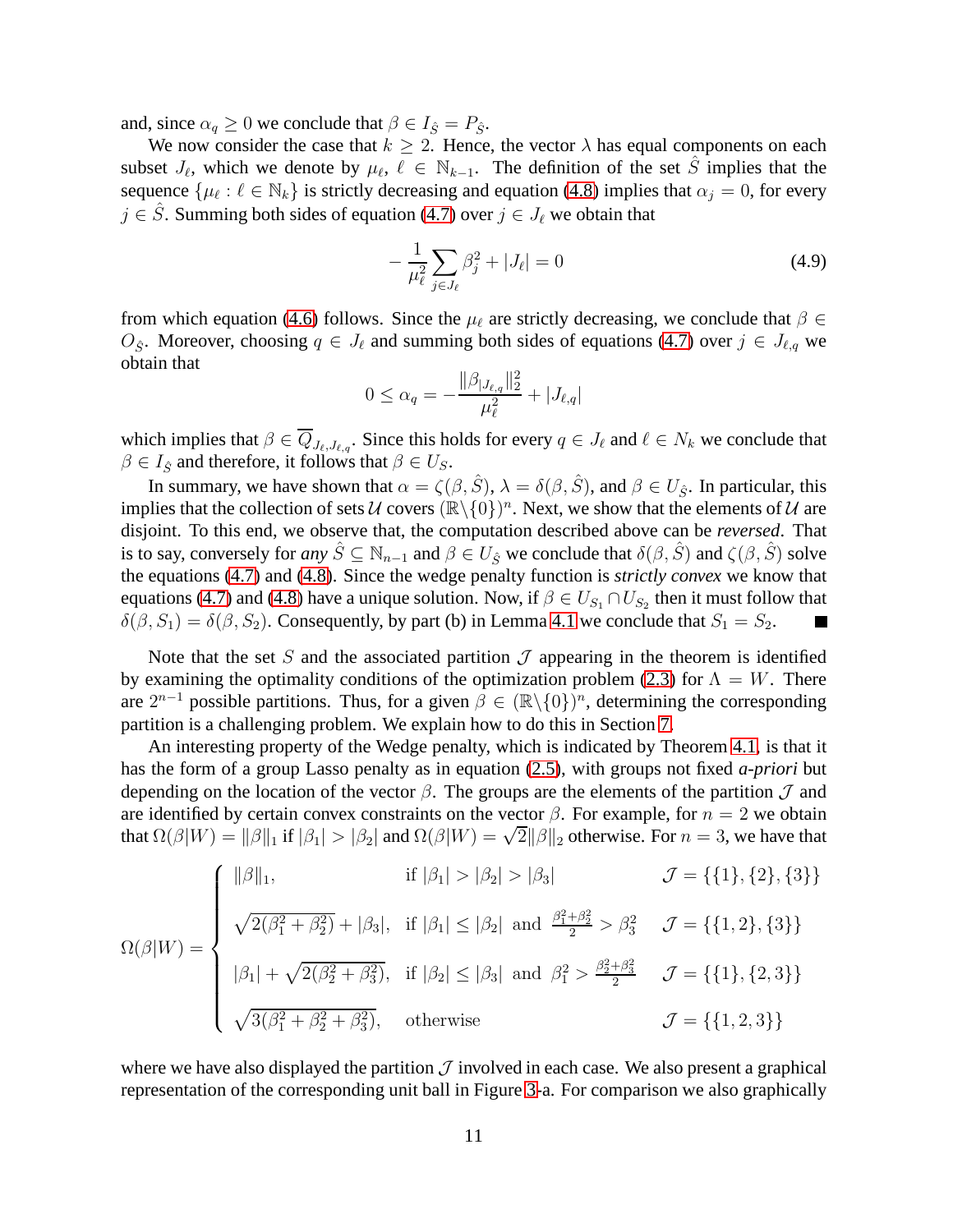and, since $\alpha_q \geq 0$ we conclude that $\beta \in I_{\hat{S}} = P_{\hat{S}}$.

We now consider the case that $k \geq 2$. Hence, the vector $\lambda$ has equal components on each subset $J_\ell$, which we denote by $\mu_\ell$, $\ell \in \mathbb{N}_{k-1}$. The definition of the set $\hat{S}$ implies that the sequence $\{\mu_\ell : \ell \in \mathbb{N}_k\}$ is strictly decreasing and equation (4.8) implies that $\alpha_j = 0$, for every $j \in \hat{S}$. Summing both sides of equation (4.7) over $j \in J_\ell$ we obtain that

$$- \frac{1}{\mu_\ell^2} \sum_{j \in J_\ell} \beta_j^2 + |J_\ell| = 0 \tag{4.9}$$

from which equation (4.6) follows. Since the $\mu_\ell$ are strictly decreasing, we conclude that $\beta \in O_{\hat{S}}$. Moreover, choosing $q \in J_\ell$ and summing both sides of equations (4.7) over $j \in J_{\ell,q}$ we obtain that

$$0 \leq \alpha_q = - \frac{\|\beta_{|J_{\ell,q}}\|_2^2}{\mu_\ell^2} + |J_{\ell,q}|$$

which implies that $\beta \in \overline{Q}_{J_\ell, J_{\ell,q}}$. Since this holds for every $q \in J_\ell$ and $\ell \in N_k$ we conclude that $\beta \in I_{\hat{S}}$ and therefore, it follows that $\beta \in U_S$.

In summary, we have shown that $\alpha = \zeta(\beta, \hat{S})$, $\lambda = \delta(\beta, \hat{S})$, and $\beta \in U_{\hat{S}}$. In particular, this implies that the collection of sets $\mathcal{U}$ covers $(\mathbb{R}\backslash\{0\})^n$. Next, we show that the elements of $\mathcal{U}$ are disjoint. To this end, we observe that, the computation described above can be *reversed*. That is to say, conversely for *any* $\hat{S} \subseteq \mathbb{N}_{n-1}$ and $\beta \in U_{\hat{S}}$ we conclude that $\delta(\beta, \hat{S})$ and $\zeta(\beta, \hat{S})$ solve the equations (4.7) and (4.8). Since the wedge penalty function is *strictly convex* we know that equations (4.7) and (4.8) have a unique solution. Now, if $\beta \in U_{S_1} \cap U_{S_2}$ then it must follow that $\delta(\beta, S_1) = \delta(\beta, S_2)$. Consequently, by part (b) in Lemma 4.1 we conclude that $S_1 = S_2$. ∎

Note that the set $S$ and the associated partition $\mathcal{J}$ appearing in the theorem is identified by examining the optimality conditions of the optimization problem (2.3) for $\Lambda = W$. There are $2^{n-1}$ possible partitions. Thus, for a given $\beta \in (\mathbb{R}\backslash\{0\})^n$, determining the corresponding partition is a challenging problem. We explain how to do this in Section 7.

An interesting property of the Wedge penalty, which is indicated by Theorem 4.1, is that it has the form of a group Lasso penalty as in equation (2.5), with groups not fixed *a-priori* but depending on the location of the vector $\beta$. The groups are the elements of the partition $\mathcal{J}$ and are identified by certain convex constraints on the vector $\beta$. For example, for $n = 2$ we obtain that $\Omega(\beta|W) = \|\beta\|_1$ if $|\beta_1| > |\beta_2|$ and $\Omega(\beta|W) = \sqrt{2}\|\beta\|_2$ otherwise. For $n = 3$, we have that

$$\Omega(\beta|W) = \begin{cases} \|\beta\|_1, & \text{if } |\beta_1| > |\beta_2| > |\beta_3| \qquad \mathcal{J} = \{\{1\},\{2\},\{3\}\} \\[2ex] \sqrt{2(\beta_1^2 + \beta_2^2)} + |\beta_3|, & \text{if } |\beta_1| \leq |\beta_2| \text{ and } \frac{\beta_1^2 + \beta_2^2}{2} > \beta_3^2 \qquad \mathcal{J} = \{\{1,2\},\{3\}\} \\[2ex] |\beta_1| + \sqrt{2(\beta_2^2 + \beta_3^2)}, & \text{if } |\beta_2| \leq |\beta_3| \text{ and } \beta_1^2 > \frac{\beta_2^2 + \beta_3^2}{2} \qquad \mathcal{J} = \{\{1\},\{2,3\}\} \\[2ex] \sqrt{3(\beta_1^2 + \beta_2^2 + \beta_3^2)}, & \text{otherwise} \qquad \mathcal{J} = \{\{1,2,3\}\} \end{cases}$$

where we have also displayed the partition $\mathcal{J}$ involved in each case. We also present a graphical representation of the corresponding unit ball in Figure 3-a. For comparison we also graphically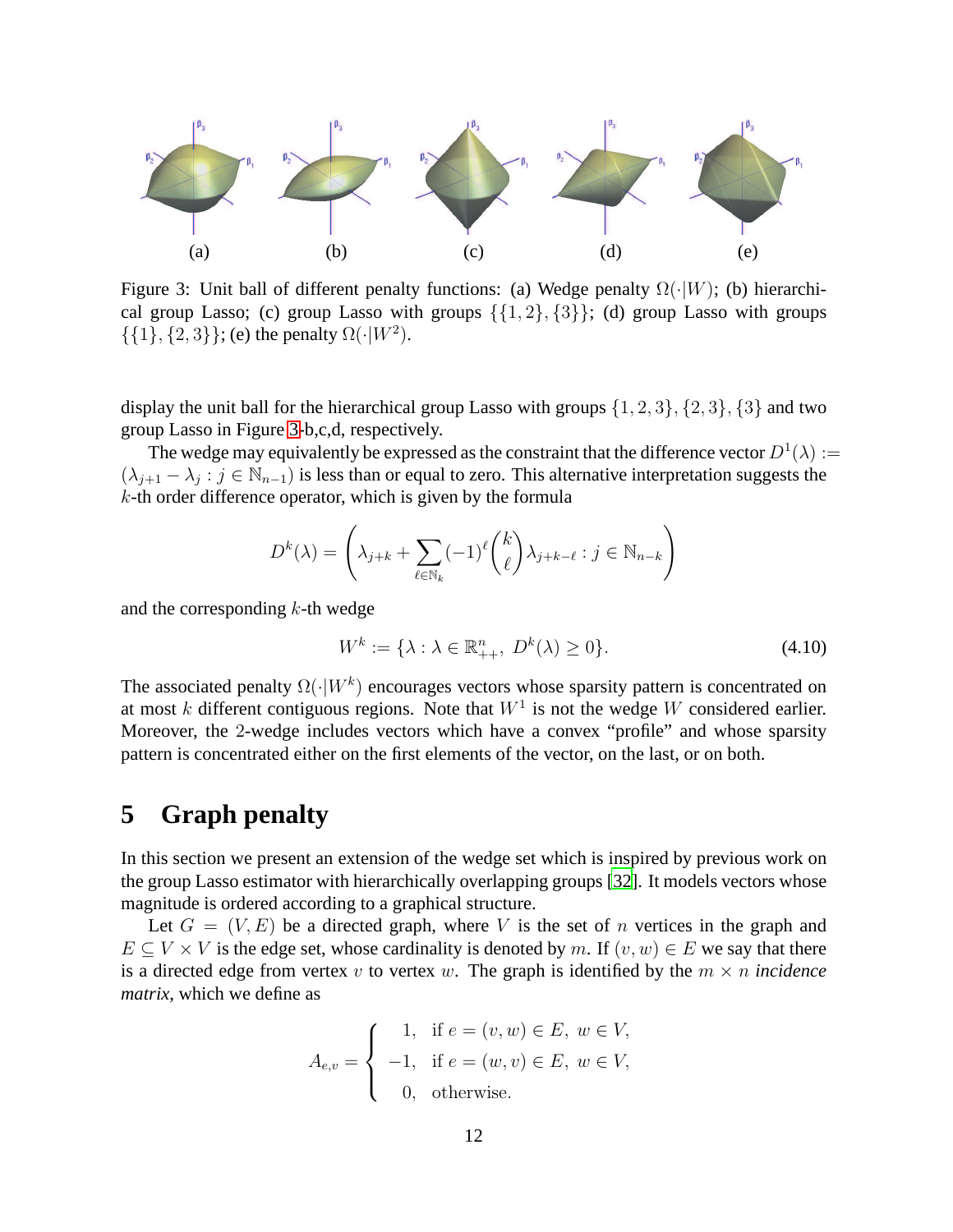Figure 3: Unit ball of different penalty functions: (a) Wedge penalty $\Omega(\cdot|W)$; (b) hierarchical group Lasso; (c) group Lasso with groups $\{\{1,2\},\{3\}\}$; (d) group Lasso with groups $\{\{1\},\{2,3\}\}$; (e) the penalty $\Omega(\cdot|W^2)$.

display the unit ball for the hierarchical group Lasso with groups $\{1,2,3\},\{2,3\},\{3\}$ and two group Lasso in Figure 3-b,c,d, respectively.

The wedge may equivalently be expressed as the constraint that the difference vector $D^1(\lambda) := (\lambda_{j+1} - \lambda_j : j \in \mathbb{N}_{n-1})$ is less than or equal to zero. This alternative interpretation suggests the $k$-th order difference operator, which is given by the formula

$$D^k(\lambda) = \left(\lambda_{j+k} + \sum_{\ell \in \mathbb{N}_k} (-1)^\ell \binom{k}{\ell} \lambda_{j+k-\ell} : j \in \mathbb{N}_{n-k}\right)$$

and the corresponding $k$-th wedge

$$W^k := \{\lambda : \lambda \in \mathbb{R}^n_{++},\ D^k(\lambda) \geq 0\}. \tag{4.10}$$

The associated penalty $\Omega(\cdot|W^k)$ encourages vectors whose sparsity pattern is concentrated on at most $k$ different contiguous regions. Note that $W^1$ is not the wedge $W$ considered earlier. Moreover, the 2-wedge includes vectors which have a convex "profile" and whose sparsity pattern is concentrated either on the first elements of the vector, on the last, or on both.

# 5 Graph penalty

In this section we present an extension of the wedge set which is inspired by previous work on the group Lasso estimator with hierarchically overlapping groups [32]. It models vectors whose magnitude is ordered according to a graphical structure.

Let $G = (V, E)$ be a directed graph, where $V$ is the set of $n$ vertices in the graph and $E \subseteq V \times V$ is the edge set, whose cardinality is denoted by $m$. If $(v, w) \in E$ we say that there is a directed edge from vertex $v$ to vertex $w$. The graph is identified by the $m \times n$ *incidence matrix*, which we define as

$$A_{e,v} = \begin{cases} 1, & \text{if } e = (v,w) \in E,\ w \in V, \\ -1, & \text{if } e = (w,v) \in E,\ w \in V, \\ 0, & \text{otherwise.} \end{cases}$$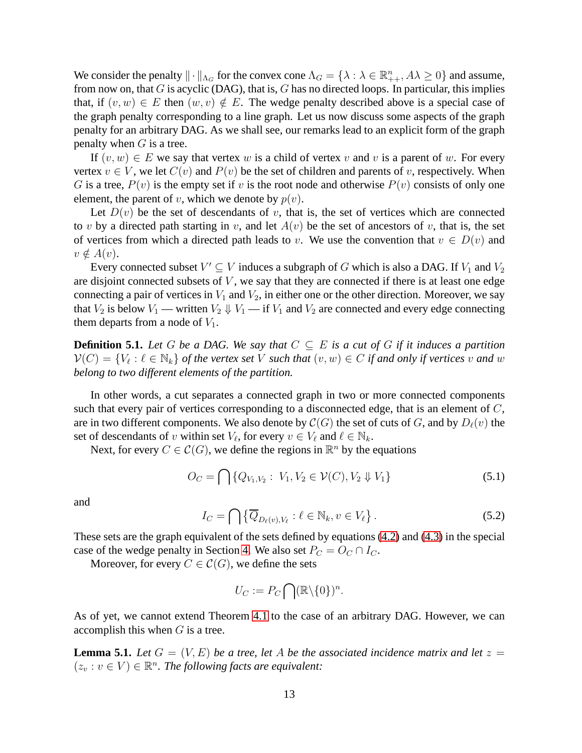We consider the penalty $\|\cdot\|_{\Lambda_G}$ for the convex cone $\Lambda_G = \{\lambda : \lambda \in \mathbb{R}^n_{++}, A\lambda \geq 0\}$ and assume, from now on, that $G$ is acyclic (DAG), that is, $G$ has no directed loops. In particular, this implies that, if $(v, w) \in E$ then $(w, v) \notin E$. The wedge penalty described above is a special case of the graph penalty corresponding to a line graph. Let us now discuss some aspects of the graph penalty for an arbitrary DAG. As we shall see, our remarks lead to an explicit form of the graph penalty when $G$ is a tree.

If $(v, w) \in E$ we say that vertex $w$ is a child of vertex $v$ and $v$ is a parent of $w$. For every vertex $v \in V$, we let $C(v)$ and $P(v)$ be the set of children and parents of $v$, respectively. When $G$ is a tree, $P(v)$ is the empty set if $v$ is the root node and otherwise $P(v)$ consists of only one element, the parent of $v$, which we denote by $p(v)$.

Let $D(v)$ be the set of descendants of $v$, that is, the set of vertices which are connected to $v$ by a directed path starting in $v$, and let $A(v)$ be the set of ancestors of $v$, that is, the set of vertices from which a directed path leads to $v$. We use the convention that $v \in D(v)$ and $v \notin A(v)$.

Every connected subset $V' \subseteq V$ induces a subgraph of $G$ which is also a DAG. If $V_1$ and $V_2$ are disjoint connected subsets of $V$, we say that they are connected if there is at least one edge connecting a pair of vertices in $V_1$ and $V_2$, in either one or the other direction. Moreover, we say that $V_2$ is below $V_1$ — written $V_2 \Downarrow V_1$ — if $V_1$ and $V_2$ are connected and every edge connecting them departs from a node of $V_1$.

**Definition 5.1.** *Let $G$ be a DAG. We say that $C \subseteq E$ is a cut of $G$ if it induces a partition $\mathcal{V}(C) = \{V_\ell : \ell \in \mathbb{N}_k\}$ of the vertex set $V$ such that $(v, w) \in C$ if and only if vertices $v$ and $w$ belong to two different elements of the partition.*

In other words, a cut separates a connected graph in two or more connected components such that every pair of vertices corresponding to a disconnected edge, that is an element of $C$, are in two different components. We also denote by $\mathcal{C}(G)$ the set of cuts of $G$, and by $D_\ell(v)$ the set of descendants of $v$ within set $V_\ell$, for every $v \in V_\ell$ and $\ell \in \mathbb{N}_k$.

Next, for every $C \in \mathcal{C}(G)$, we define the regions in $\mathbb{R}^n$ by the equations

$$O_C = \bigcap \{Q_{V_1,V_2} : \; V_1, V_2 \in \mathcal{V}(C), V_2 \Downarrow V_1\} \tag{5.1}$$

and

$$I_C = \bigcap \left\{\overline{Q}_{D_\ell(v),V_\ell} : \ell \in \mathbb{N}_k, v \in V_\ell\right\}. \tag{5.2}$$

These sets are the graph equivalent of the sets defined by equations (4.2) and (4.3) in the special case of the wedge penalty in Section 4. We also set $P_C = O_C \cap I_C$.

Moreover, for every $C \in \mathcal{C}(G)$, we define the sets

$$U_C := P_C \bigcap (\mathbb{R}\backslash\{0\})^n.$$

As of yet, we cannot extend Theorem 4.1 to the case of an arbitrary DAG. However, we can accomplish this when $G$ is a tree.

**Lemma 5.1.** *Let $G = (V, E)$ be a tree, let $A$ be the associated incidence matrix and let $z = (z_v : v \in V) \in \mathbb{R}^n$. The following facts are equivalent:*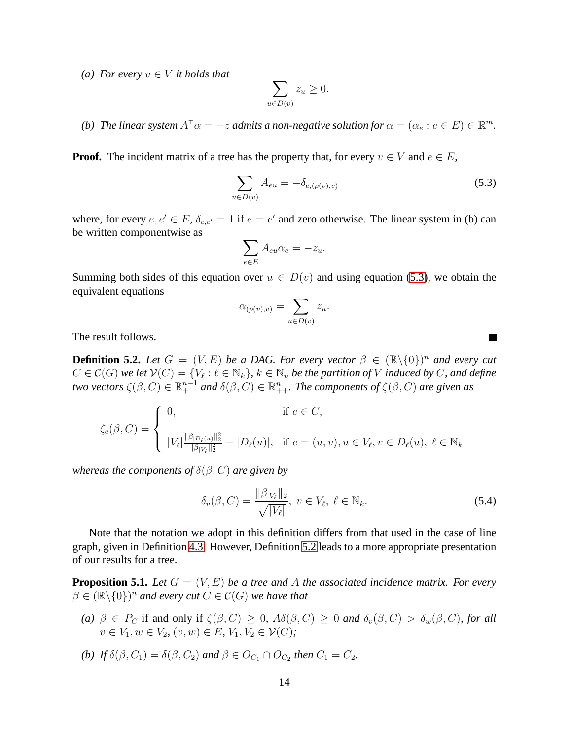*(a) For every $v \in V$ it holds that*

$$\sum_{u \in D(v)} z_u \geq 0.$$

*(b) The linear system $A^\top \alpha = -z$ admits a non-negative solution for $\alpha = (\alpha_e : e \in E) \in \mathbb{R}^m$.*

**Proof.** The incident matrix of a tree has the property that, for every $v \in V$ and $e \in E$,

$$\sum_{u \in D(v)} A_{eu} = -\delta_{e,(p(v),v)} \tag{5.3}$$

where, for every $e, e' \in E$, $\delta_{e,e'} = 1$ if $e = e'$ and zero otherwise. The linear system in (b) can be written componentwise as

$$\sum_{e \in E} A_{eu} \alpha_e = -z_u.$$

Summing both sides of this equation over $u \in D(v)$ and using equation (5.3), we obtain the equivalent equations

$$\alpha_{(p(v),v)} = \sum_{u \in D(v)} z_u.$$

The result follows. ∎

**Definition 5.2.** *Let $G = (V, E)$ be a DAG. For every vector $\beta \in (\mathbb{R} \backslash \{0\})^n$ and every cut $C \in \mathcal{C}(G)$ we let $\mathcal{V}(C) = \{V_\ell : \ell \in \mathbb{N}_k\}$, $k \in \mathbb{N}_n$ be the partition of $V$ induced by $C$, and define two vectors $\zeta(\beta, C) \in \mathbb{R}_+^{n-1}$ and $\delta(\beta, C) \in \mathbb{R}_{++}^n$. The components of $\zeta(\beta, C)$ are given as*

$$\zeta_e(\beta, C) = \begin{cases} 0, & \text{if } e \in C, \\ \\ |V_\ell| \frac{\|\beta_{|D_\ell(u)}\|_2^2}{\|\beta_{|V_\ell}\|_2^2} - |D_\ell(u)|, & \text{if } e = (u, v), u \in V_\ell, v \in D_\ell(u),\ \ell \in \mathbb{N}_k \end{cases}$$

*whereas the components of $\delta(\beta, C)$ are given by*

$$\delta_v(\beta, C) = \frac{\|\beta_{|V_\ell}\|_2}{\sqrt{|V_\ell|}},\ v \in V_\ell,\ \ell \in \mathbb{N}_k. \tag{5.4}$$

Note that the notation we adopt in this definition differs from that used in the case of line graph, given in Definition 4.3. However, Definition 5.2 leads to a more appropriate presentation of our results for a tree.

**Proposition 5.1.** *Let $G = (V, E)$ be a tree and $A$ the associated incidence matrix. For every $\beta \in (\mathbb{R} \backslash \{0\})^n$ and every cut $C \in \mathcal{C}(G)$ we have that*

*(a) $\beta \in P_C$ if and only if $\zeta(\beta, C) \geq 0$, $A\delta(\beta, C) \geq 0$ and $\delta_v(\beta, C) > \delta_w(\beta, C)$, for all $v \in V_1, w \in V_2$, $(v, w) \in E$, $V_1, V_2 \in \mathcal{V}(C)$;*

*(b) If $\delta(\beta, C_1) = \delta(\beta, C_2)$ and $\beta \in O_{C_1} \cap O_{C_2}$ then $C_1 = C_2$.*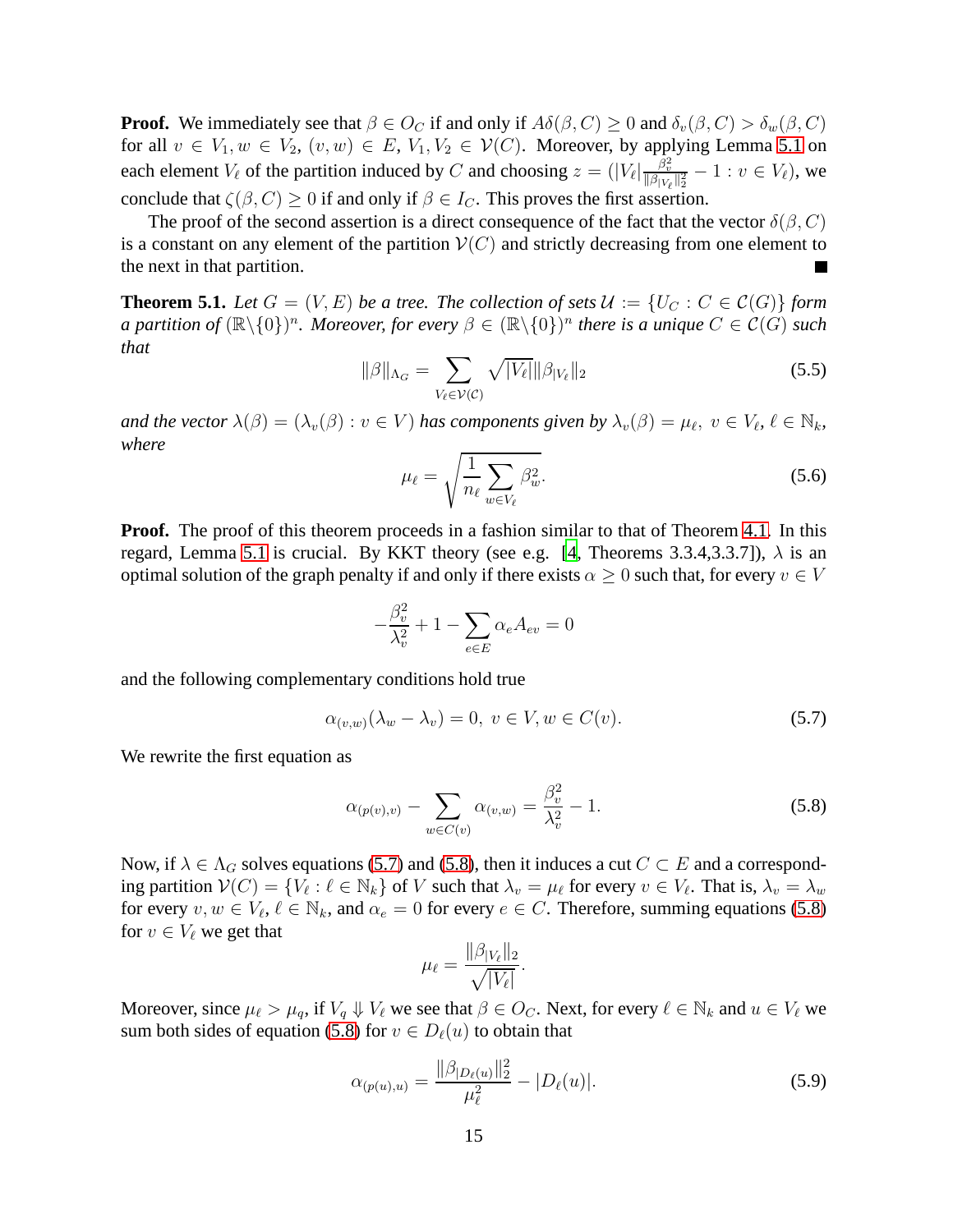**Proof.** We immediately see that $\beta \in O_C$ if and only if $A\delta(\beta, C) \geq 0$ and $\delta_v(\beta, C) > \delta_w(\beta, C)$ for all $v \in V_1, w \in V_2$, $(v, w) \in E$, $V_1, V_2 \in \mathcal{V}(C)$. Moreover, by applying Lemma 5.1 on each element $V_\ell$ of the partition induced by $C$ and choosing $z = (|V_\ell| \frac{\beta_v^2}{\|\beta_{|V_\ell}\|_2^2} - 1 : v \in V_\ell)$, we conclude that $\zeta(\beta, C) \geq 0$ if and only if $\beta \in I_C$. This proves the first assertion.

The proof of the second assertion is a direct consequence of the fact that the vector $\delta(\beta, C)$ is a constant on any element of the partition $\mathcal{V}(C)$ and strictly decreasing from one element to the next in that partition. ∎

**Theorem 5.1.** *Let $G = (V, E)$ be a tree. The collection of sets $\mathcal{U} := \{U_C : C \in \mathcal{C}(G)\}$ form a partition of $(\mathbb{R}\backslash\{0\})^n$. Moreover, for every $\beta \in (\mathbb{R}\backslash\{0\})^n$ there is a unique $C \in \mathcal{C}(G)$ such that*

$$\|\beta\|_{\Lambda_G} = \sum_{V_\ell \in \mathcal{V}(\mathcal{C})} \sqrt{|V_\ell|} \|\beta_{|V_\ell}\|_2 \tag{5.5}$$

*and the vector $\lambda(\beta) = (\lambda_v(\beta) : v \in V)$ has components given by $\lambda_v(\beta) = \mu_\ell,\ v \in V_\ell$, $\ell \in \mathbb{N}_k$, where*

$$\mu_\ell = \sqrt{\frac{1}{n_\ell} \sum_{w \in V_\ell} \beta_w^2}. \tag{5.6}$$

**Proof.** The proof of this theorem proceeds in a fashion similar to that of Theorem 4.1. In this regard, Lemma 5.1 is crucial. By KKT theory (see e.g. [4, Theorems 3.3.4,3.3.7]), $\lambda$ is an optimal solution of the graph penalty if and only if there exists $\alpha \geq 0$ such that, for every $v \in V$

$$-\frac{\beta_v^2}{\lambda_v^2} + 1 - \sum_{e \in E} \alpha_e A_{ev} = 0$$

and the following complementary conditions hold true

$$\alpha_{(v,w)}(\lambda_w - \lambda_v) = 0,\ v \in V, w \in C(v). \tag{5.7}$$

We rewrite the first equation as

$$\alpha_{(p(v),v)} - \sum_{w \in C(v)} \alpha_{(v,w)} = \frac{\beta_v^2}{\lambda_v^2} - 1. \tag{5.8}$$

Now, if $\lambda \in \Lambda_G$ solves equations (5.7) and (5.8), then it induces a cut $C \subset E$ and a corresponding partition $\mathcal{V}(C) = \{V_\ell : \ell \in \mathbb{N}_k\}$ of $V$ such that $\lambda_v = \mu_\ell$ for every $v \in V_\ell$. That is, $\lambda_v = \lambda_w$ for every $v, w \in V_\ell$, $\ell \in \mathbb{N}_k$, and $\alpha_e = 0$ for every $e \in C$. Therefore, summing equations (5.8) for $v \in V_\ell$ we get that

$$\mu_\ell = \frac{\|\beta_{|V_\ell}\|_2}{\sqrt{|V_\ell|}}.$$

Moreover, since $\mu_\ell > \mu_q$, if $V_q \Downarrow V_\ell$ we see that $\beta \in O_C$. Next, for every $\ell \in \mathbb{N}_k$ and $u \in V_\ell$ we sum both sides of equation (5.8) for $v \in D_\ell(u)$ to obtain that

$$\alpha_{(p(u),u)} = \frac{\|\beta_{|D_\ell(u)}\|_2^2}{\mu_\ell^2} - |D_\ell(u)|. \tag{5.9}$$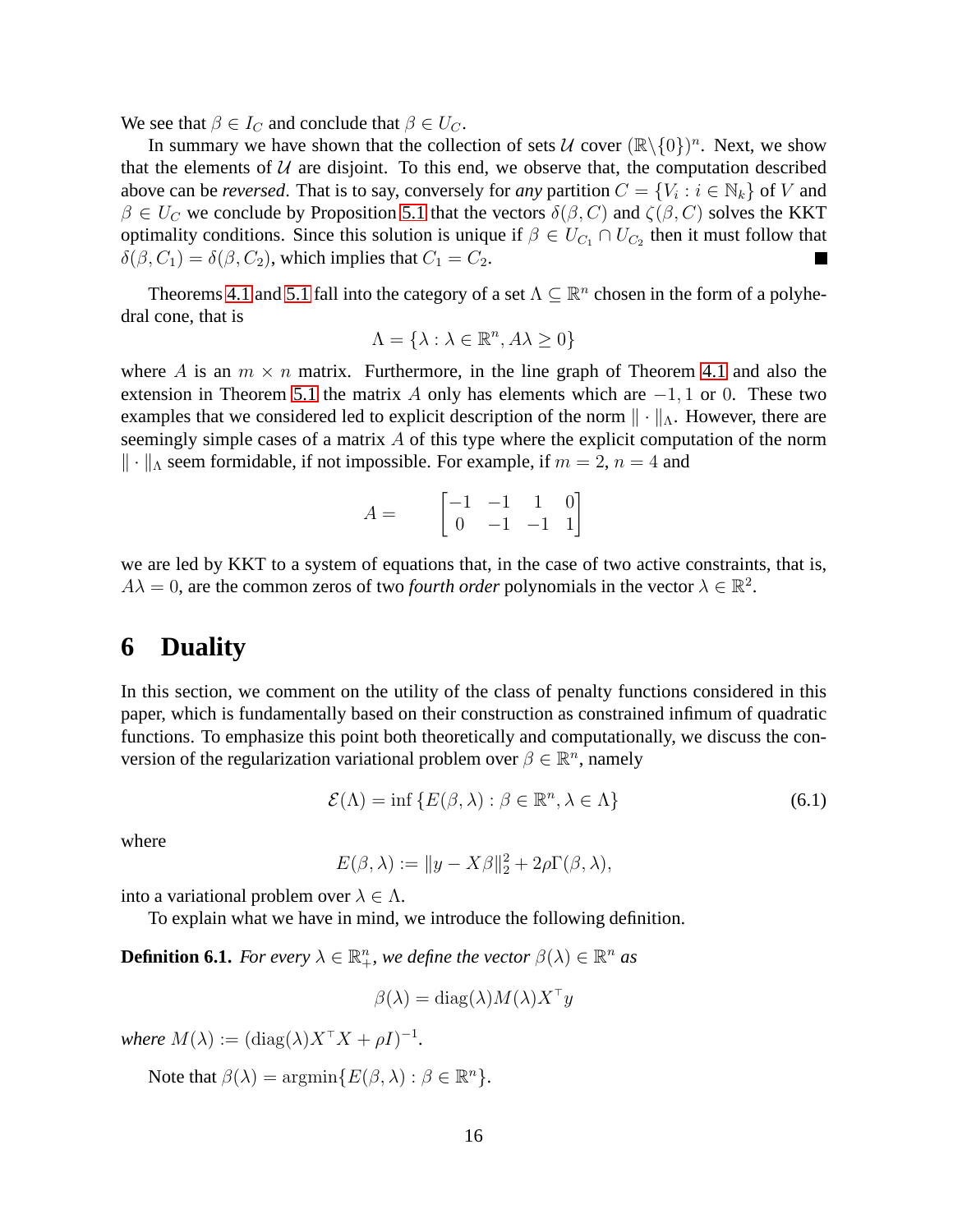We see that $\beta \in I_C$ and conclude that $\beta \in U_C$.

In summary we have shown that the collection of sets $\mathcal{U}$ cover $(\mathbb{R}\backslash\{0\})^n$. Next, we show that the elements of $\mathcal{U}$ are disjoint. To this end, we observe that, the computation described above can be *reversed*. That is to say, conversely for *any* partition $C = \{V_i : i \in \mathbb{N}_k\}$ of $V$ and $\beta \in U_C$ we conclude by Proposition 5.1 that the vectors $\delta(\beta, C)$ and $\zeta(\beta, C)$ solves the KKT optimality conditions. Since this solution is unique if $\beta \in U_{C_1} \cap U_{C_2}$ then it must follow that $\delta(\beta, C_1) = \delta(\beta, C_2)$, which implies that $C_1 = C_2$. ■

Theorems 4.1 and 5.1 fall into the category of a set $\Lambda \subseteq \mathbb{R}^n$ chosen in the form of a polyhedral cone, that is

$$\Lambda = \{\lambda : \lambda \in \mathbb{R}^n, A\lambda \geq 0\}$$

where $A$ is an $m \times n$ matrix. Furthermore, in the line graph of Theorem 4.1 and also the extension in Theorem 5.1 the matrix $A$ only has elements which are $-1, 1$ or $0$. These two examples that we considered led to explicit description of the norm $\|\cdot\|_\Lambda$. However, there are seemingly simple cases of a matrix $A$ of this type where the explicit computation of the norm $\|\cdot\|_\Lambda$ seem formidable, if not impossible. For example, if $m = 2$, $n = 4$ and

$$A = \begin{bmatrix} -1 & -1 & 1 & 0 \\ 0 & -1 & -1 & 1 \end{bmatrix}$$

we are led by KKT to a system of equations that, in the case of two active constraints, that is, $A\lambda = 0$, are the common zeros of two *fourth order* polynomials in the vector $\lambda \in \mathbb{R}^2$.

# 6 Duality

In this section, we comment on the utility of the class of penalty functions considered in this paper, which is fundamentally based on their construction as constrained infimum of quadratic functions. To emphasize this point both theoretically and computationally, we discuss the conversion of the regularization variational problem over $\beta \in \mathbb{R}^n$, namely

$$\mathcal{E}(\Lambda) = \inf \{E(\beta, \lambda) : \beta \in \mathbb{R}^n, \lambda \in \Lambda\} \tag{6.1}$$

where

$$E(\beta, \lambda) := \|y - X\beta\|_2^2 + 2\rho\Gamma(\beta, \lambda),$$

into a variational problem over $\lambda \in \Lambda$.

To explain what we have in mind, we introduce the following definition.

**Definition 6.1.** *For every $\lambda \in \mathbb{R}^n_+$, we define the vector $\beta(\lambda) \in \mathbb{R}^n$ as*

$$\beta(\lambda) = \operatorname{diag}(\lambda) M(\lambda) X^\top y$$

*where $M(\lambda) := (\operatorname{diag}(\lambda) X^\top X + \rho I)^{-1}$.*

Note that $\beta(\lambda) = \operatorname{argmin}\{E(\beta, \lambda) : \beta \in \mathbb{R}^n\}$.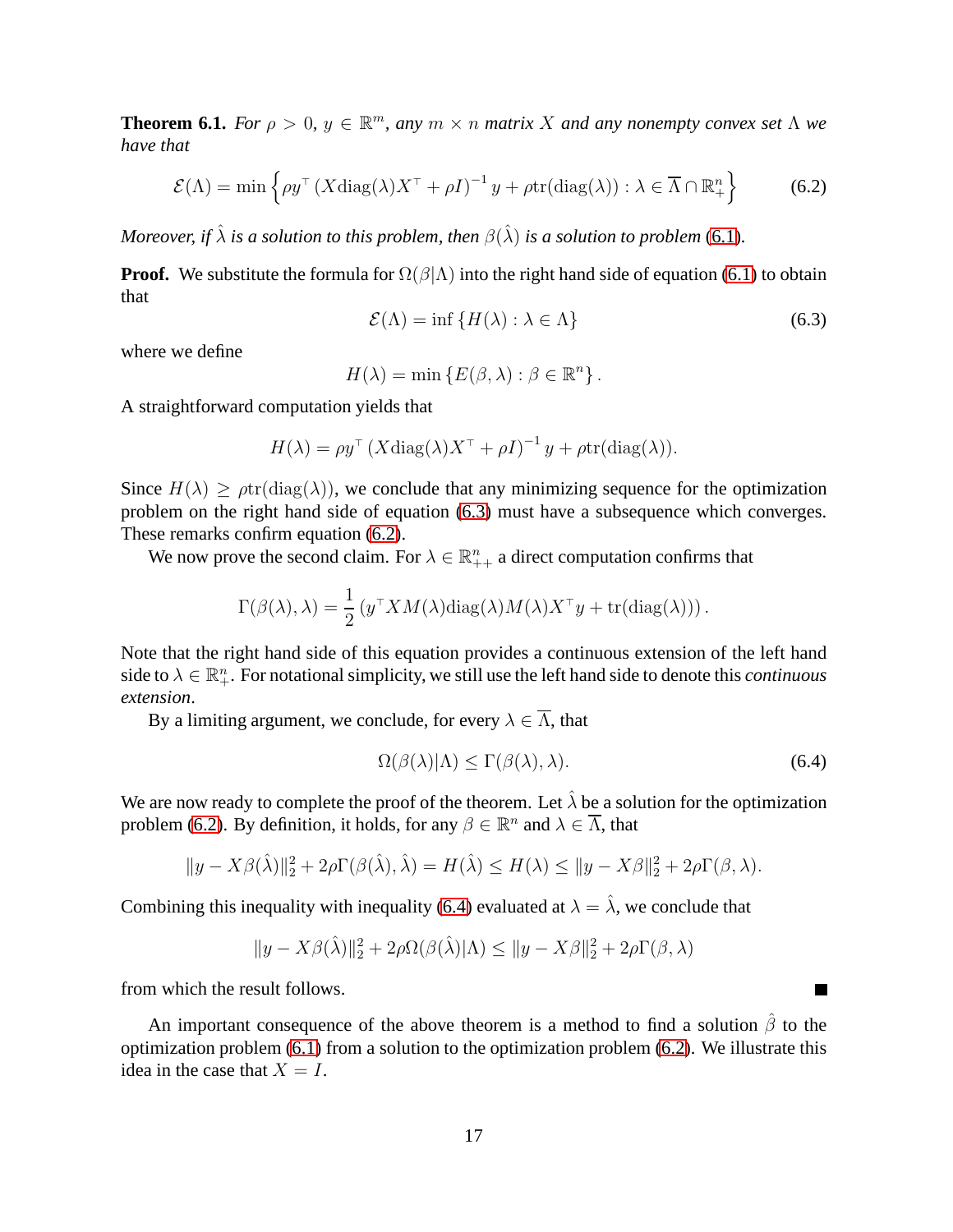**Theorem 6.1.** *For $\rho > 0$, $y \in \mathbb{R}^m$, any $m \times n$ matrix $X$ and any nonempty convex set $\Lambda$ we have that*

$$\mathcal{E}(\Lambda) = \min \left\{ \rho y^\top \left( X \text{diag}(\lambda) X^\top + \rho I \right)^{-1} y + \rho \text{tr}(\text{diag}(\lambda)) : \lambda \in \overline{\Lambda} \cap \mathbb{R}^n_+ \right\} \tag{6.2}$$

*Moreover, if $\hat{\lambda}$ is a solution to this problem, then $\beta(\hat{\lambda})$ is a solution to problem (6.1).*

**Proof.** We substitute the formula for $\Omega(\beta|\Lambda)$ into the right hand side of equation (6.1) to obtain that

$$\mathcal{E}(\Lambda) = \inf \left\{ H(\lambda) : \lambda \in \Lambda \right\} \tag{6.3}$$

where we define

$$H(\lambda) = \min \left\{ E(\beta, \lambda) : \beta \in \mathbb{R}^n \right\}.$$

A straightforward computation yields that

$$H(\lambda) = \rho y^\top \left( X \text{diag}(\lambda) X^\top + \rho I \right)^{-1} y + \rho \text{tr}(\text{diag}(\lambda)).$$

Since $H(\lambda) \geq \rho \text{tr}(\text{diag}(\lambda))$, we conclude that any minimizing sequence for the optimization problem on the right hand side of equation (6.3) must have a subsequence which converges. These remarks confirm equation (6.2).

We now prove the second claim. For $\lambda \in \mathbb{R}^n_{++}$ a direct computation confirms that

$$\Gamma(\beta(\lambda), \lambda) = \frac{1}{2} \left( y^\top X M(\lambda) \text{diag}(\lambda) M(\lambda) X^\top y + \text{tr}(\text{diag}(\lambda)) \right).$$

Note that the right hand side of this equation provides a continuous extension of the left hand side to $\lambda \in \mathbb{R}^n_+$. For notational simplicity, we still use the left hand side to denote this *continuous extension*.

By a limiting argument, we conclude, for every $\lambda \in \overline{\Lambda}$, that

$$\Omega(\beta(\lambda)|\Lambda) \leq \Gamma(\beta(\lambda), \lambda). \tag{6.4}$$

We are now ready to complete the proof of the theorem. Let $\hat{\lambda}$ be a solution for the optimization problem (6.2). By definition, it holds, for any $\beta \in \mathbb{R}^n$ and $\lambda \in \overline{\Lambda}$, that

$$\|y - X\beta(\hat{\lambda})\|_2^2 + 2\rho\Gamma(\beta(\hat{\lambda}), \hat{\lambda}) = H(\hat{\lambda}) \leq H(\lambda) \leq \|y - X\beta\|_2^2 + 2\rho\Gamma(\beta, \lambda).$$

Combining this inequality with inequality (6.4) evaluated at $\lambda = \hat{\lambda}$, we conclude that

$$\|y - X\beta(\hat{\lambda})\|_2^2 + 2\rho\Omega(\beta(\hat{\lambda})|\Lambda) \leq \|y - X\beta\|_2^2 + 2\rho\Gamma(\beta, \lambda)$$

from which the result follows. ■

An important consequence of the above theorem is a method to find a solution $\hat{\beta}$ to the optimization problem (6.1) from a solution to the optimization problem (6.2). We illustrate this idea in the case that $X = I$.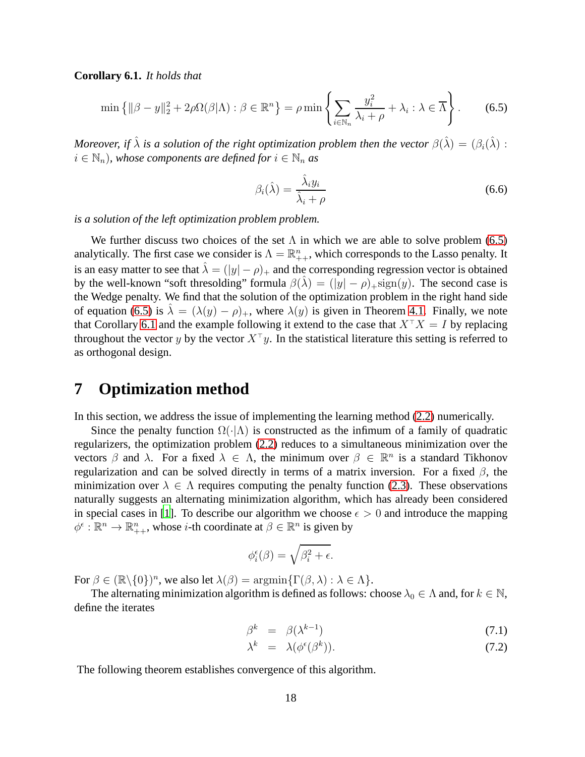**Corollary 6.1.** *It holds that*

$$\min\left\{\|\beta - y\|_2^2 + 2\rho\Omega(\beta|\Lambda) : \beta \in \mathbb{R}^n\right\} = \rho \min\left\{\sum_{i\in\mathbb{N}_n} \frac{y_i^2}{\lambda_i + \rho} + \lambda_i : \lambda \in \overline{\Lambda}\right\}. \tag{6.5}$$

*Moreover, if $\hat{\lambda}$ is a solution of the right optimization problem then the vector $\beta(\hat{\lambda}) = (\beta_i(\hat{\lambda}) : i \in \mathbb{N}_n)$, whose components are defined for $i \in \mathbb{N}_n$ as*

$$\beta_i(\hat{\lambda}) = \frac{\hat{\lambda}_i y_i}{\hat{\lambda}_i + \rho} \tag{6.6}$$

*is a solution of the left optimization problem problem.*

We further discuss two choices of the set $\Lambda$ in which we are able to solve problem (6.5) analytically. The first case we consider is $\Lambda = \mathbb{R}^n_{++}$, which corresponds to the Lasso penalty. It is an easy matter to see that $\hat{\lambda} = (|y| - \rho)_+$ and the corresponding regression vector is obtained by the well-known "soft thresolding" formula $\beta(\hat{\lambda}) = (|y| - \rho)_+ \text{sign}(y)$. The second case is the Wedge penalty. We find that the solution of the optimization problem in the right hand side of equation (6.5) is $\hat{\lambda} = (\lambda(y) - \rho)_+$, where $\lambda(y)$ is given in Theorem 4.1. Finally, we note that Corollary 6.1 and the example following it extend to the case that $X^\top X = I$ by replacing throughout the vector $y$ by the vector $X^\top y$. In the statistical literature this setting is referred to as orthogonal design.

# 7 Optimization method

In this section, we address the issue of implementing the learning method (2.2) numerically.

Since the penalty function $\Omega(\cdot|\Lambda)$ is constructed as the infimum of a family of quadratic regularizers, the optimization problem (2.2) reduces to a simultaneous minimization over the vectors $\beta$ and $\lambda$. For a fixed $\lambda \in \Lambda$, the minimum over $\beta \in \mathbb{R}^n$ is a standard Tikhonov regularization and can be solved directly in terms of a matrix inversion. For a fixed $\beta$, the minimization over $\lambda \in \Lambda$ requires computing the penalty function (2.3). These observations naturally suggests an alternating minimization algorithm, which has already been considered in special cases in [1]. To describe our algorithm we choose $\epsilon > 0$ and introduce the mapping $\phi^\epsilon : \mathbb{R}^n \to \mathbb{R}^n_{++}$, whose $i$-th coordinate at $\beta \in \mathbb{R}^n$ is given by

$$\phi_i^\epsilon(\beta) = \sqrt{\beta_i^2 + \epsilon}.$$

For $\beta \in (\mathbb{R}\backslash\{0\})^n$, we also let $\lambda(\beta) = \text{argmin}\{\Gamma(\beta, \lambda) : \lambda \in \Lambda\}$.

The alternating minimization algorithm is defined as follows: choose $\lambda_0 \in \Lambda$ and, for $k \in \mathbb{N}$, define the iterates

$$\beta^k = \beta(\lambda^{k-1}) \tag{7.1}$$

$$\lambda^k = \lambda(\phi^\epsilon(\beta^k)). \tag{7.2}$$

The following theorem establishes convergence of this algorithm.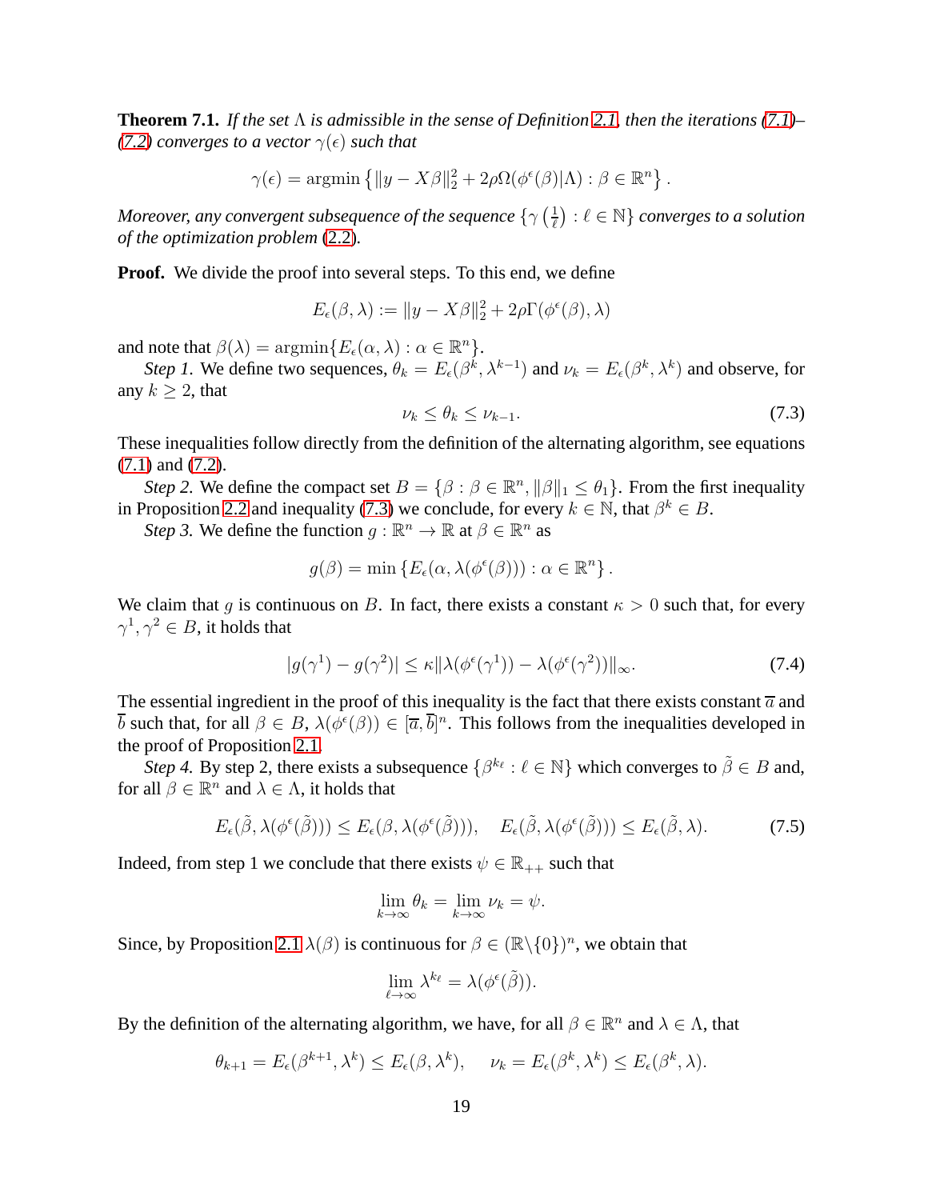**Theorem 7.1.** *If the set $\Lambda$ is admissible in the sense of Definition 2.1, then the iterations (7.1)–(7.2) converges to a vector $\gamma(\epsilon)$ such that*

$$\gamma(\epsilon) = \operatorname{argmin}\left\{\|y - X\beta\|_2^2 + 2\rho\Omega(\phi^\epsilon(\beta)|\Lambda) : \beta \in \mathbb{R}^n\right\}.$$

*Moreover, any convergent subsequence of the sequence $\{\gamma\left(\frac{1}{\ell}\right) : \ell \in \mathbb{N}\}$ converges to a solution of the optimization problem (2.2).*

**Proof.** We divide the proof into several steps. To this end, we define

$$E_\epsilon(\beta, \lambda) := \|y - X\beta\|_2^2 + 2\rho\Gamma(\phi^\epsilon(\beta), \lambda)$$

and note that $\beta(\lambda) = \operatorname{argmin}\{E_\epsilon(\alpha, \lambda) : \alpha \in \mathbb{R}^n\}$.

*Step 1.* We define two sequences, $\theta_k = E_\epsilon(\beta^k, \lambda^{k-1})$ and $\nu_k = E_\epsilon(\beta^k, \lambda^k)$ and observe, for any $k \geq 2$, that

$$\nu_k \leq \theta_k \leq \nu_{k-1}. \tag{7.3}$$

These inequalities follow directly from the definition of the alternating algorithm, see equations (7.1) and (7.2).

*Step 2.* We define the compact set $B = \{\beta : \beta \in \mathbb{R}^n, \|\beta\|_1 \leq \theta_1\}$. From the first inequality in Proposition 2.2 and inequality (7.3) we conclude, for every $k \in \mathbb{N}$, that $\beta^k \in B$.

*Step 3.* We define the function $g : \mathbb{R}^n \to \mathbb{R}$ at $\beta \in \mathbb{R}^n$ as

$$g(\beta) = \min\left\{E_\epsilon(\alpha, \lambda(\phi^\epsilon(\beta))) : \alpha \in \mathbb{R}^n\right\}.$$

We claim that $g$ is continuous on $B$. In fact, there exists a constant $\kappa > 0$ such that, for every $\gamma^1, \gamma^2 \in B$, it holds that

$$|g(\gamma^1) - g(\gamma^2)| \leq \kappa\|\lambda(\phi^\epsilon(\gamma^1)) - \lambda(\phi^\epsilon(\gamma^2))\|_\infty. \tag{7.4}$$

The essential ingredient in the proof of this inequality is the fact that there exists constant $\overline{a}$ and $\overline{b}$ such that, for all $\beta \in B$, $\lambda(\phi^\epsilon(\beta)) \in [\overline{a}, \overline{b}]^n$. This follows from the inequalities developed in the proof of Proposition 2.1.

*Step 4.* By step 2, there exists a subsequence $\{\beta^{k_\ell} : \ell \in \mathbb{N}\}$ which converges to $\tilde{\beta} \in B$ and, for all $\beta \in \mathbb{R}^n$ and $\lambda \in \Lambda$, it holds that

$$E_\epsilon(\tilde{\beta}, \lambda(\phi^\epsilon(\tilde{\beta}))) \leq E_\epsilon(\beta, \lambda(\phi^\epsilon(\tilde{\beta}))), \quad E_\epsilon(\tilde{\beta}, \lambda(\phi^\epsilon(\tilde{\beta}))) \leq E_\epsilon(\tilde{\beta}, \lambda). \tag{7.5}$$

Indeed, from step 1 we conclude that there exists $\psi \in \mathbb{R}_{++}$ such that

$$\lim_{k\to\infty} \theta_k = \lim_{k\to\infty} \nu_k = \psi.$$

Since, by Proposition 2.1 $\lambda(\beta)$ is continuous for $\beta \in (\mathbb{R}\backslash\{0\})^n$, we obtain that

$$\lim_{\ell\to\infty} \lambda^{k_\ell} = \lambda(\phi^\epsilon(\tilde{\beta})).$$

By the definition of the alternating algorithm, we have, for all $\beta \in \mathbb{R}^n$ and $\lambda \in \Lambda$, that

$$\theta_{k+1} = E_\epsilon(\beta^{k+1}, \lambda^k) \leq E_\epsilon(\beta, \lambda^k), \quad \nu_k = E_\epsilon(\beta^k, \lambda^k) \leq E_\epsilon(\beta^k, \lambda).$$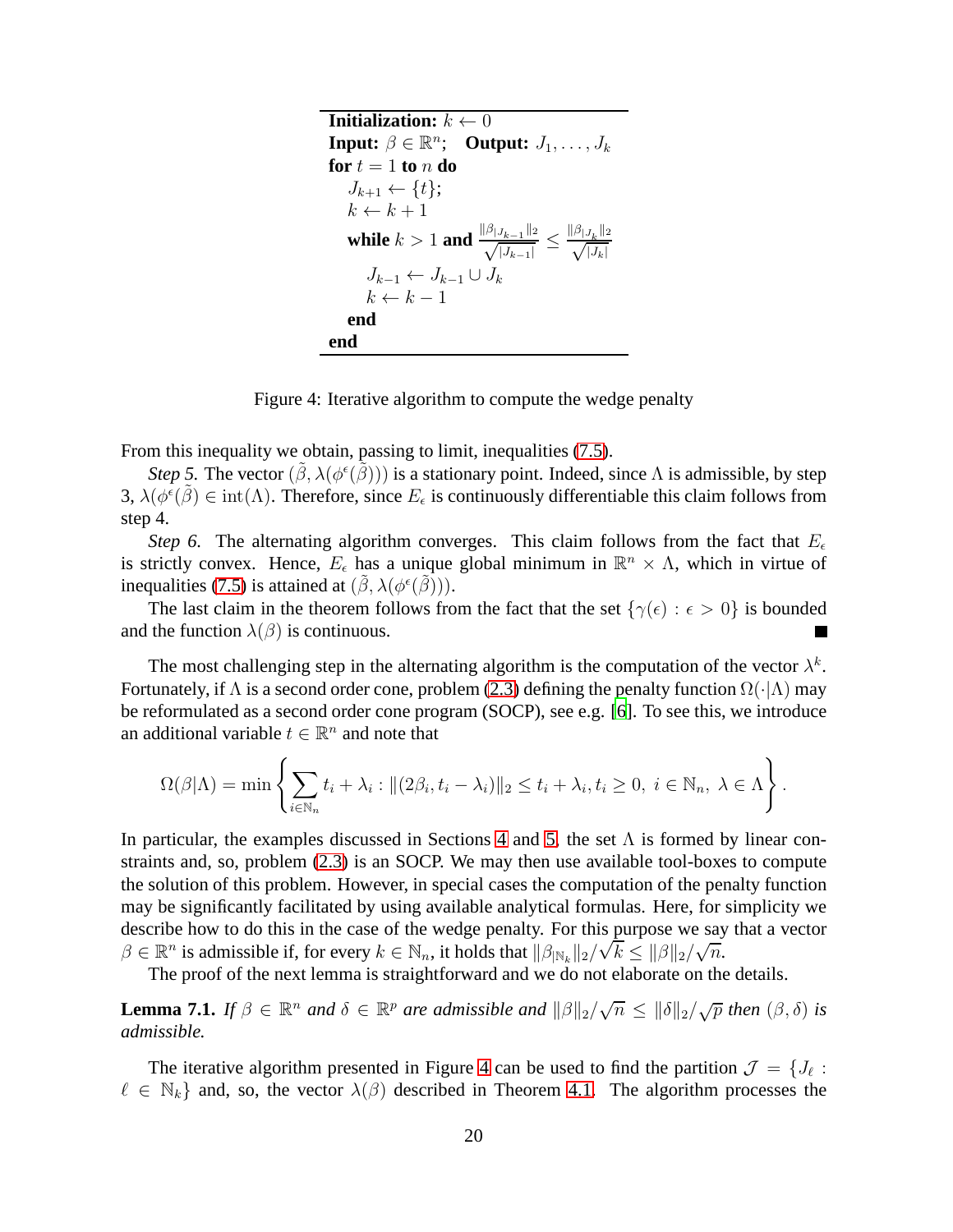```
Initialization: k ← 0
Input: β ∈ ℝ^n;   Output: J_1, ..., J_k
for t = 1 to n do
   J_{k+1} ← {t};
   k ← k + 1
   while k > 1 and ‖β_{|J_{k-1}}‖_2 / √|J_{k-1}| ≤ ‖β_{|J_k}‖_2 / √|J_k|
      J_{k-1} ← J_{k-1} ∪ J_k
      k ← k - 1
   end
end
```

Figure 4: Iterative algorithm to compute the wedge penalty

From this inequality we obtain, passing to limit, inequalities (7.5).

*Step 5.* The vector $(\tilde{\beta}, \lambda(\phi^\epsilon(\tilde{\beta})))$ is a stationary point. Indeed, since $\Lambda$ is admissible, by step 3, $\lambda(\phi^\epsilon(\tilde{\beta}) \in \text{int}(\Lambda)$. Therefore, since $E_\epsilon$ is continuously differentiable this claim follows from step 4.

*Step 6.* The alternating algorithm converges. This claim follows from the fact that $E_\epsilon$ is strictly convex. Hence, $E_\epsilon$ has a unique global minimum in $\mathbb{R}^n \times \Lambda$, which in virtue of inequalities (7.5) is attained at $(\tilde{\beta}, \lambda(\phi^\epsilon(\tilde{\beta})))$.

The last claim in the theorem follows from the fact that the set $\{\gamma(\epsilon) : \epsilon > 0\}$ is bounded and the function $\lambda(\beta)$ is continuous. ∎

The most challenging step in the alternating algorithm is the computation of the vector $\lambda^k$. Fortunately, if $\Lambda$ is a second order cone, problem (2.3) defining the penalty function $\Omega(\cdot|\Lambda)$ may be reformulated as a second order cone program (SOCP), see e.g. [6]. To see this, we introduce an additional variable $t \in \mathbb{R}^n$ and note that

$$\Omega(\beta|\Lambda) = \min\left\{\sum_{i\in\mathbb{N}_n} t_i + \lambda_i : \|(2\beta_i, t_i - \lambda_i)\|_2 \le t_i + \lambda_i, t_i \ge 0,\ i \in \mathbb{N}_n,\ \lambda \in \Lambda\right\}.$$

In particular, the examples discussed in Sections 4 and 5, the set $\Lambda$ is formed by linear constraints and, so, problem (2.3) is an SOCP. We may then use available tool-boxes to compute the solution of this problem. However, in special cases the computation of the penalty function may be significantly facilitated by using available analytical formulas. Here, for simplicity we describe how to do this in the case of the wedge penalty. For this purpose we say that a vector $\beta \in \mathbb{R}^n$ is admissible if, for every $k \in \mathbb{N}_n$, it holds that $\|\beta_{|\mathbb{N}_k}\|_2/\sqrt{k} \le \|\beta\|_2/\sqrt{n}$.

The proof of the next lemma is straightforward and we do not elaborate on the details.

**Lemma 7.1.** *If $\beta \in \mathbb{R}^n$ and $\delta \in \mathbb{R}^p$ are admissible and $\|\beta\|_2/\sqrt{n} \le \|\delta\|_2/\sqrt{p}$ then $(\beta, \delta)$ is admissible.*

The iterative algorithm presented in Figure 4 can be used to find the partition $\mathcal{J} = \{J_\ell : \ell \in \mathbb{N}_k\}$ and, so, the vector $\lambda(\beta)$ described in Theorem 4.1. The algorithm processes the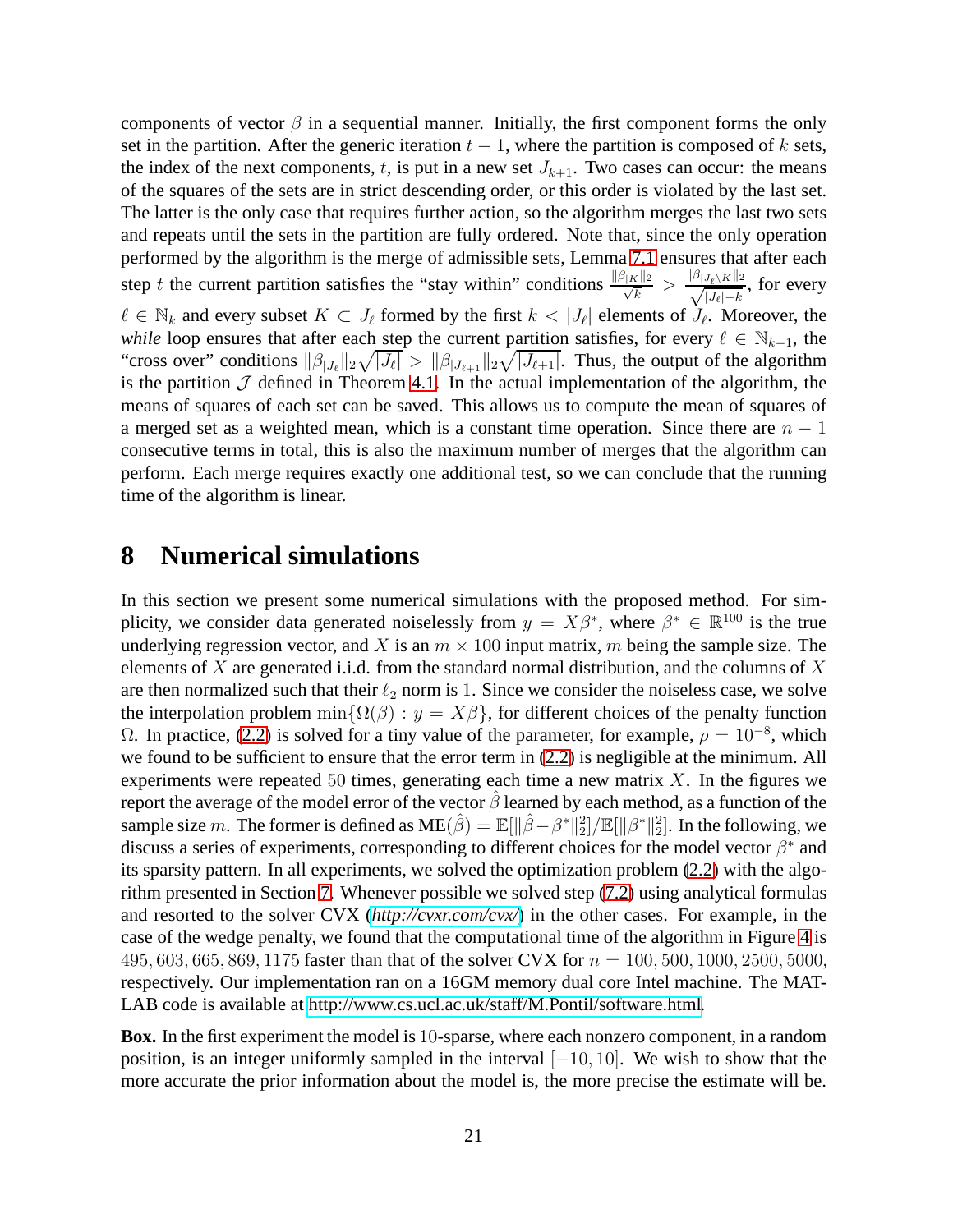components of vector $\beta$ in a sequential manner. Initially, the first component forms the only set in the partition. After the generic iteration $t-1$, where the partition is composed of $k$ sets, the index of the next components, $t$, is put in a new set $J_{k+1}$. Two cases can occur: the means of the squares of the sets are in strict descending order, or this order is violated by the last set. The latter is the only case that requires further action, so the algorithm merges the last two sets and repeats until the sets in the partition are fully ordered. Note that, since the only operation performed by the algorithm is the merge of admissible sets, Lemma 7.1 ensures that after each step $t$ the current partition satisfies the "stay within" conditions $\frac{\|\beta_{|K}\|_2}{\sqrt{k}} > \frac{\|\beta_{|J_\ell \setminus K}\|_2}{\sqrt{|J_\ell| - k}}$, for every $\ell \in \mathbb{N}_k$ and every subset $K \subset J_\ell$ formed by the first $k < |J_\ell|$ elements of $J_\ell$. Moreover, the *while* loop ensures that after each step the current partition satisfies, for every $\ell \in \mathbb{N}_{k-1}$, the "cross over" conditions $\|\beta_{|J_\ell}\|_2 \sqrt{|J_\ell|} > \|\beta_{|J_{\ell+1}}\|_2 \sqrt{|J_{\ell+1}|}$. Thus, the output of the algorithm is the partition $\mathcal{J}$ defined in Theorem 4.1. In the actual implementation of the algorithm, the means of squares of each set can be saved. This allows us to compute the mean of squares of a merged set as a weighted mean, which is a constant time operation. Since there are $n-1$ consecutive terms in total, this is also the maximum number of merges that the algorithm can perform. Each merge requires exactly one additional test, so we can conclude that the running time of the algorithm is linear.

# 8 Numerical simulations

In this section we present some numerical simulations with the proposed method. For simplicity, we consider data generated noiselessly from $y = X\beta^*$, where $\beta^* \in \mathbb{R}^{100}$ is the true underlying regression vector, and $X$ is an $m \times 100$ input matrix, $m$ being the sample size. The elements of $X$ are generated i.i.d. from the standard normal distribution, and the columns of $X$ are then normalized such that their $\ell_2$ norm is $1$. Since we consider the noiseless case, we solve the interpolation problem $\min\{\Omega(\beta) : y = X\beta\}$, for different choices of the penalty function $\Omega$. In practice, (2.2) is solved for a tiny value of the parameter, for example, $\rho = 10^{-8}$, which we found to be sufficient to ensure that the error term in (2.2) is negligible at the minimum. All experiments were repeated $50$ times, generating each time a new matrix $X$. In the figures we report the average of the model error of the vector $\hat{\beta}$ learned by each method, as a function of the sample size $m$. The former is defined as $\mathrm{ME}(\hat{\beta}) = \mathbb{E}[\|\hat{\beta} - \beta^*\|_2^2]/\mathbb{E}[\|\beta^*\|_2^2]$. In the following, we discuss a series of experiments, corresponding to different choices for the model vector $\beta^*$ and its sparsity pattern. In all experiments, we solved the optimization problem (2.2) with the algorithm presented in Section 7. Whenever possible we solved step (7.2) using analytical formulas and resorted to the solver CVX (*http://cvxr.com/cvx/*) in the other cases. For example, in the case of the wedge penalty, we found that the computational time of the algorithm in Figure 4 is $495, 603, 665, 869, 1175$ faster than that of the solver CVX for $n = 100, 500, 1000, 2500, 5000$, respectively. Our implementation ran on a 16GM memory dual core Intel machine. The MATLAB code is available at http://www.cs.ucl.ac.uk/staff/M.Pontil/software.html.

**Box.** In the first experiment the model is $10$-sparse, where each nonzero component, in a random position, is an integer uniformly sampled in the interval $[-10, 10]$. We wish to show that the more accurate the prior information about the model is, the more precise the estimate will be.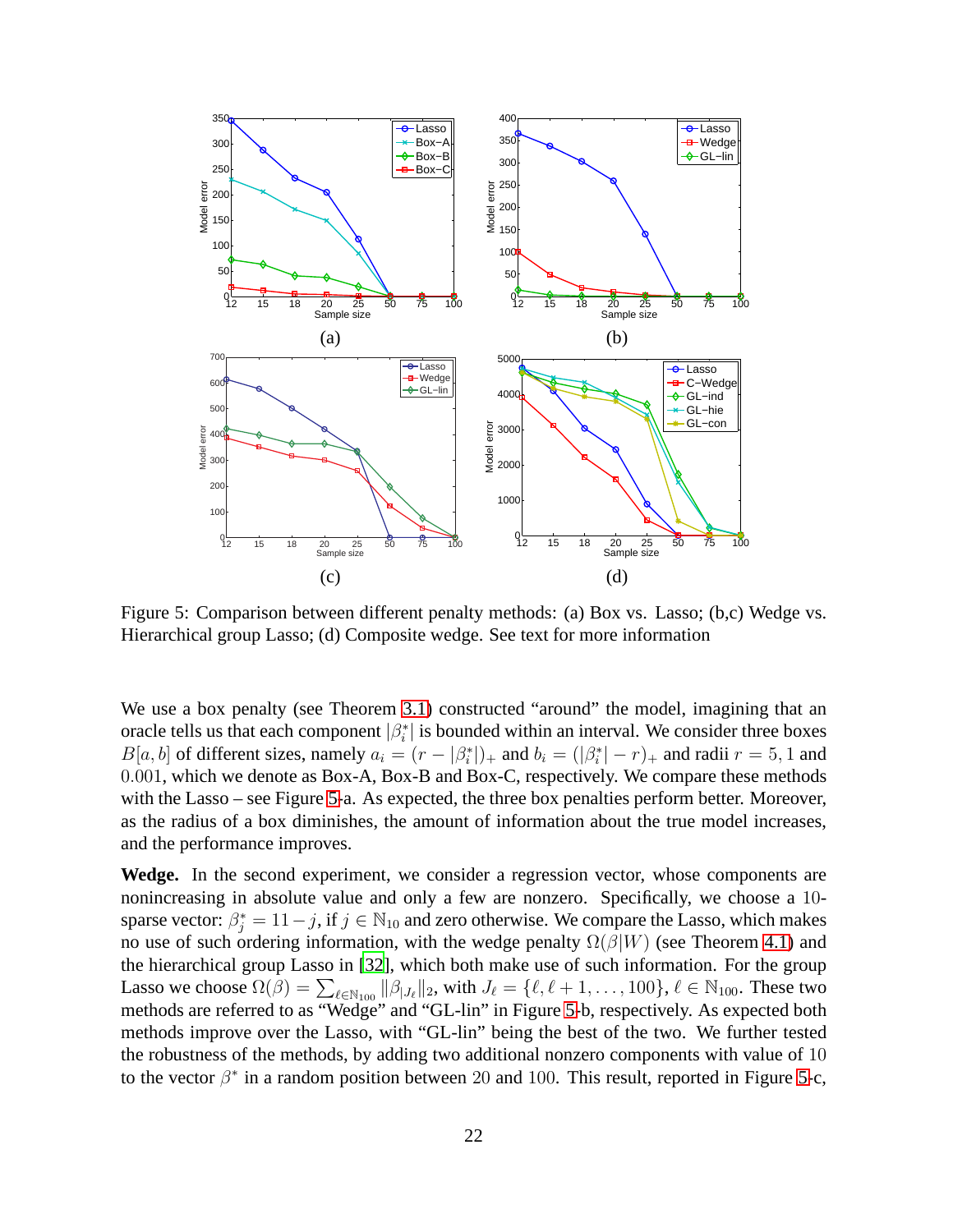Figure 5: Comparison between different penalty methods: (a) Box vs. Lasso; (b,c) Wedge vs. Hierarchical group Lasso; (d) Composite wedge. See text for more information

We use a box penalty (see Theorem 3.1) constructed "around" the model, imagining that an oracle tells us that each component $|\beta_i^*|$ is bounded within an interval. We consider three boxes $B[a,b]$ of different sizes, namely $a_i = (r - |\beta_i^*|)_+$ and $b_i = (|\beta_i^*| - r)_+$ and radii $r = 5, 1$ and $0.001$, which we denote as Box-A, Box-B and Box-C, respectively. We compare these methods with the Lasso – see Figure 5-a. As expected, the three box penalties perform better. Moreover, as the radius of a box diminishes, the amount of information about the true model increases, and the performance improves.

**Wedge.** In the second experiment, we consider a regression vector, whose components are nonincreasing in absolute value and only a few are nonzero. Specifically, we choose a 10-sparse vector: $\beta_j^* = 11 - j$, if $j \in \mathbb{N}_{10}$ and zero otherwise. We compare the Lasso, which makes no use of such ordering information, with the wedge penalty $\Omega(\beta|W)$ (see Theorem 4.1) and the hierarchical group Lasso in [32], which both make use of such information. For the group Lasso we choose $\Omega(\beta) = \sum_{\ell \in \mathbb{N}_{100}} \|\beta_{|J_\ell}\|_2$, with $J_\ell = \{\ell, \ell+1, \ldots, 100\}$, $\ell \in \mathbb{N}_{100}$. These two methods are referred to as "Wedge" and "GL-lin" in Figure 5-b, respectively. As expected both methods improve over the Lasso, with "GL-lin" being the best of the two. We further tested the robustness of the methods, by adding two additional nonzero components with value of $10$ to the vector $\beta^*$ in a random position between $20$ and $100$. This result, reported in Figure 5-c,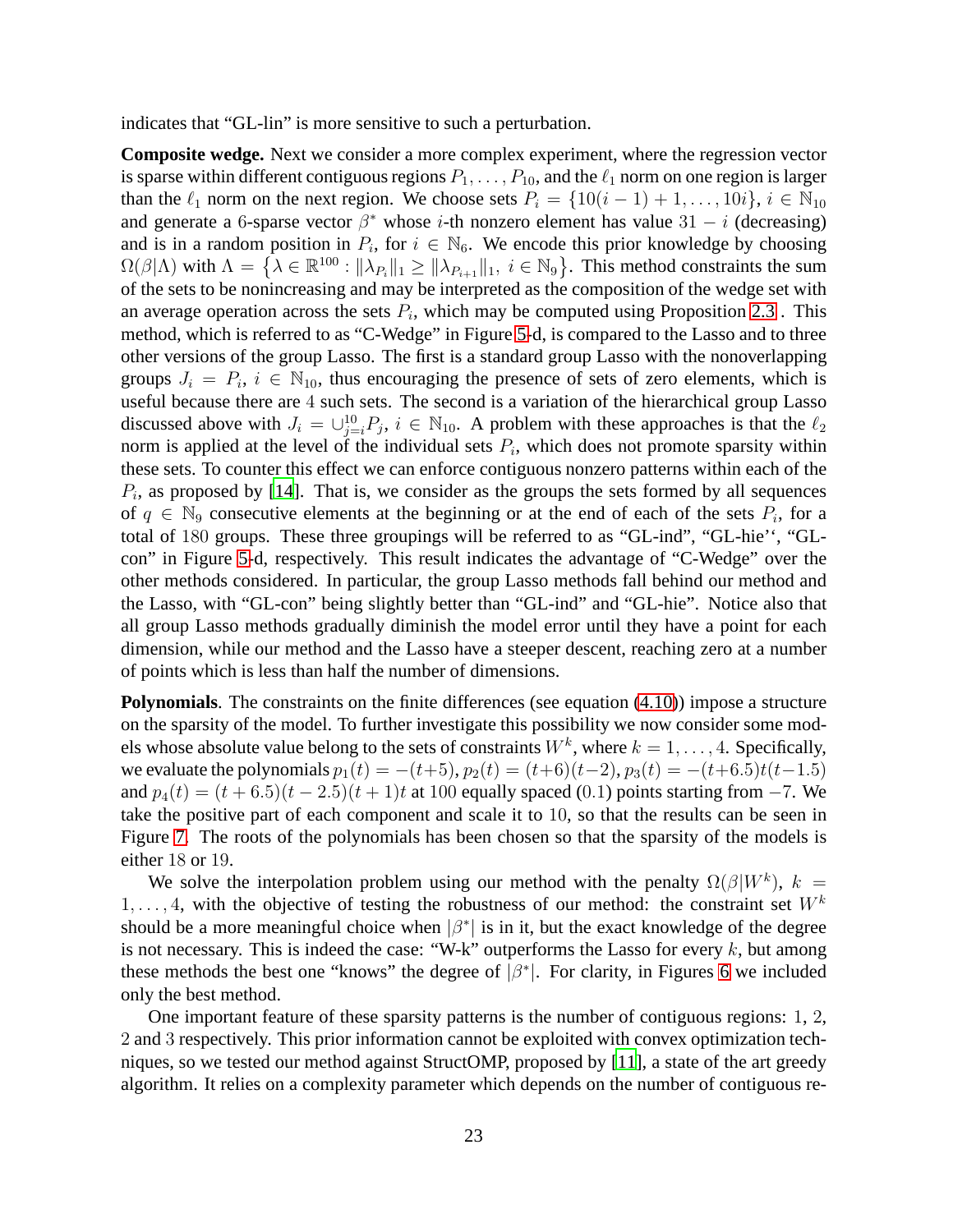indicates that "GL-lin" is more sensitive to such a perturbation.

**Composite wedge.** Next we consider a more complex experiment, where the regression vector is sparse within different contiguous regions $P_1, \ldots, P_{10}$, and the $\ell_1$ norm on one region is larger than the $\ell_1$ norm on the next region. We choose sets $P_i = \{10(i-1)+1, \ldots, 10i\}$, $i \in \mathbb{N}_{10}$ and generate a 6-sparse vector $\beta^*$ whose $i$-th nonzero element has value $31 - i$ (decreasing) and is in a random position in $P_i$, for $i \in \mathbb{N}_6$. We encode this prior knowledge by choosing $\Omega(\beta|\Lambda)$ with $\Lambda = \left\{\lambda \in \mathbb{R}^{100} : \|\lambda_{P_i}\|_1 \geq \|\lambda_{P_{i+1}}\|_1,\ i \in \mathbb{N}_9\right\}$. This method constraints the sum of the sets to be nonincreasing and may be interpreted as the composition of the wedge set with an average operation across the sets $P_i$, which may be computed using Proposition 2.3 . This method, which is referred to as "C-Wedge" in Figure 5-d, is compared to the Lasso and to three other versions of the group Lasso. The first is a standard group Lasso with the nonoverlapping groups $J_i = P_i$, $i \in \mathbb{N}_{10}$, thus encouraging the presence of sets of zero elements, which is useful because there are 4 such sets. The second is a variation of the hierarchical group Lasso discussed above with $J_i = \cup_{j=i}^{10} P_j$, $i \in \mathbb{N}_{10}$. A problem with these approaches is that the $\ell_2$ norm is applied at the level of the individual sets $P_i$, which does not promote sparsity within these sets. To counter this effect we can enforce contiguous nonzero patterns within each of the $P_i$, as proposed by [14]. That is, we consider as the groups the sets formed by all sequences of $q \in \mathbb{N}_9$ consecutive elements at the beginning or at the end of each of the sets $P_i$, for a total of 180 groups. These three groupings will be referred to as "GL-ind", "GL-hie'', "GL-con" in Figure 5-d, respectively. This result indicates the advantage of "C-Wedge" over the other methods considered. In particular, the group Lasso methods fall behind our method and the Lasso, with "GL-con" being slightly better than "GL-ind" and "GL-hie". Notice also that all group Lasso methods gradually diminish the model error until they have a point for each dimension, while our method and the Lasso have a steeper descent, reaching zero at a number of points which is less than half the number of dimensions.

**Polynomials**. The constraints on the finite differences (see equation (4.10)) impose a structure on the sparsity of the model. To further investigate this possibility we now consider some models whose absolute value belong to the sets of constraints $W^k$, where $k = 1, \ldots, 4$. Specifically, we evaluate the polynomials $p_1(t) = -(t+5)$, $p_2(t) = (t+6)(t-2)$, $p_3(t) = -(t+6.5)t(t-1.5)$ and $p_4(t) = (t+6.5)(t-2.5)(t+1)t$ at 100 equally spaced (0.1) points starting from $-7$. We take the positive part of each component and scale it to 10, so that the results can be seen in Figure 7. The roots of the polynomials has been chosen so that the sparsity of the models is either 18 or 19.

We solve the interpolation problem using our method with the penalty $\Omega(\beta|W^k)$, $k = 1, \ldots, 4$, with the objective of testing the robustness of our method: the constraint set $W^k$ should be a more meaningful choice when $|\beta^*|$ is in it, but the exact knowledge of the degree is not necessary. This is indeed the case: "W-k" outperforms the Lasso for every $k$, but among these methods the best one "knows" the degree of $|\beta^*|$. For clarity, in Figures 6 we included only the best method.

One important feature of these sparsity patterns is the number of contiguous regions: 1, 2, 2 and 3 respectively. This prior information cannot be exploited with convex optimization techniques, so we tested our method against StructOMP, proposed by [11], a state of the art greedy algorithm. It relies on a complexity parameter which depends on the number of contiguous re-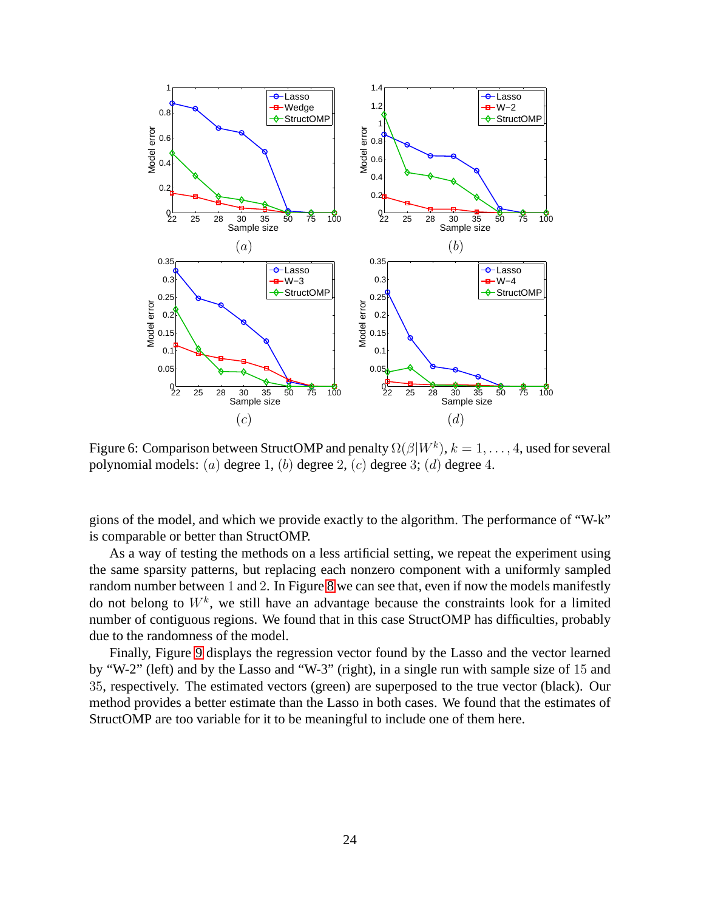Figure 6: Comparison between StructOMP and penalty $\Omega(\beta|W^k)$, $k = 1, \ldots, 4$, used for several polynomial models: $(a)$ degree 1, $(b)$ degree 2, $(c)$ degree 3; $(d)$ degree 4.

gions of the model, and which we provide exactly to the algorithm. The performance of "W-k" is comparable or better than StructOMP.

As a way of testing the methods on a less artificial setting, we repeat the experiment using the same sparsity patterns, but replacing each nonzero component with a uniformly sampled random number between 1 and 2. In Figure 8 we can see that, even if now the models manifestly do not belong to $W^k$, we still have an advantage because the constraints look for a limited number of contiguous regions. We found that in this case StructOMP has difficulties, probably due to the randomness of the model.

Finally, Figure 9 displays the regression vector found by the Lasso and the vector learned by "W-2" (left) and by the Lasso and "W-3" (right), in a single run with sample size of 15 and 35, respectively. The estimated vectors (green) are superposed to the true vector (black). Our method provides a better estimate than the Lasso in both cases. We found that the estimates of StructOMP are too variable for it to be meaningful to include one of them here.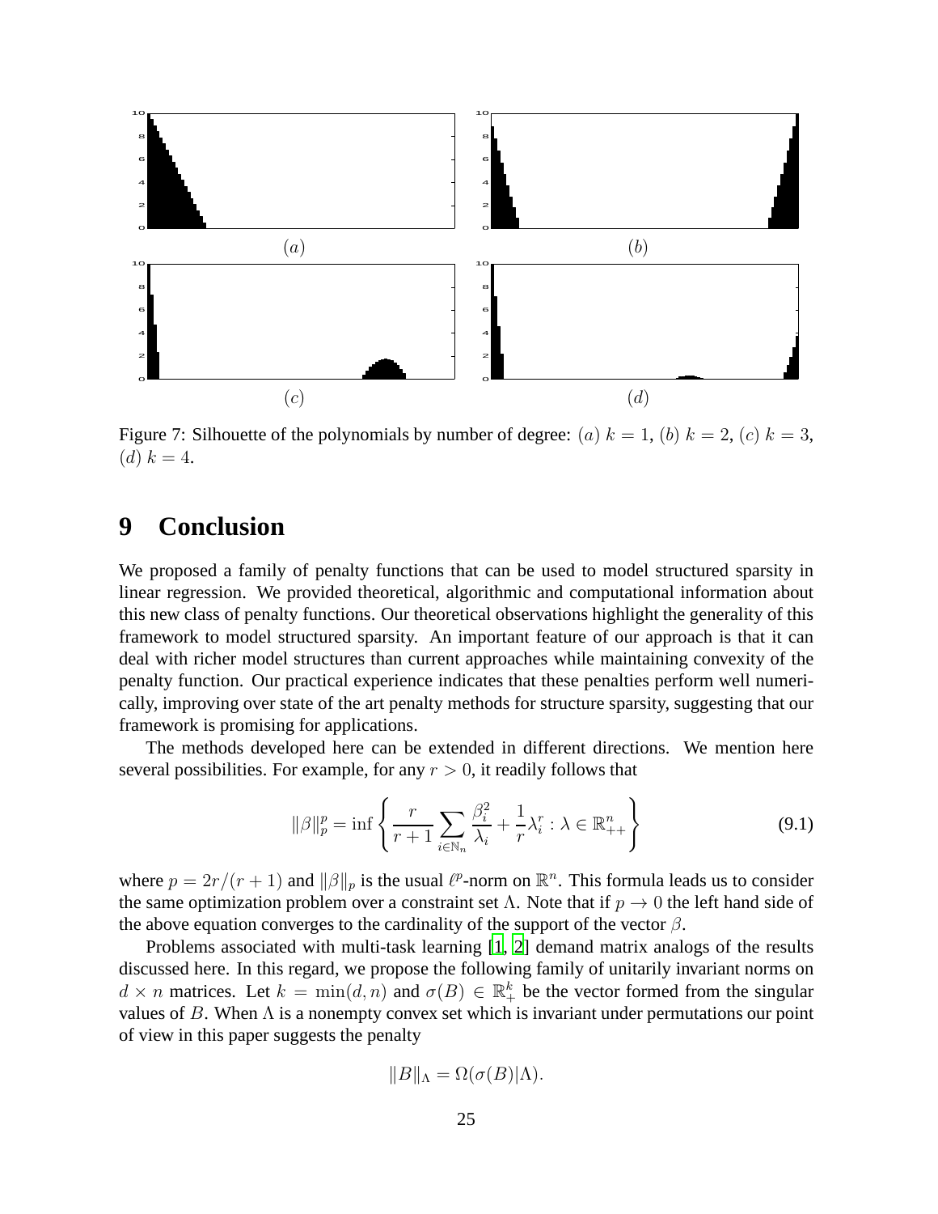Figure 7: Silhouette of the polynomials by number of degree: $(a)$ $k = 1$, $(b)$ $k = 2$, $(c)$ $k = 3$, $(d)$ $k = 4$.

## 9 Conclusion

We proposed a family of penalty functions that can be used to model structured sparsity in linear regression. We provided theoretical, algorithmic and computational information about this new class of penalty functions. Our theoretical observations highlight the generality of this framework to model structured sparsity. An important feature of our approach is that it can deal with richer model structures than current approaches while maintaining convexity of the penalty function. Our practical experience indicates that these penalties perform well numerically, improving over state of the art penalty methods for structure sparsity, suggesting that our framework is promising for applications.

The methods developed here can be extended in different directions. We mention here several possibilities. For example, for any $r > 0$, it readily follows that

$$\|\beta\|_p^p = \inf \left\{ \frac{r}{r+1} \sum_{i \in \mathbb{N}_n} \frac{\beta_i^2}{\lambda_i} + \frac{1}{r} \lambda_i^r : \lambda \in \mathbb{R}_{++}^n \right\} \tag{9.1}$$

where $p = 2r/(r+1)$ and $\|\beta\|_p$ is the usual $\ell^p$-norm on $\mathbb{R}^n$. This formula leads us to consider the same optimization problem over a constraint set $\Lambda$. Note that if $p \to 0$ the left hand side of the above equation converges to the cardinality of the support of the vector $\beta$.

Problems associated with multi-task learning [1, 2] demand matrix analogs of the results discussed here. In this regard, we propose the following family of unitarily invariant norms on $d \times n$ matrices. Let $k = \min(d, n)$ and $\sigma(B) \in \mathbb{R}_+^k$ be the vector formed from the singular values of $B$. When $\Lambda$ is a nonempty convex set which is invariant under permutations our point of view in this paper suggests the penalty

$$\|B\|_\Lambda = \Omega(\sigma(B)|\Lambda).$$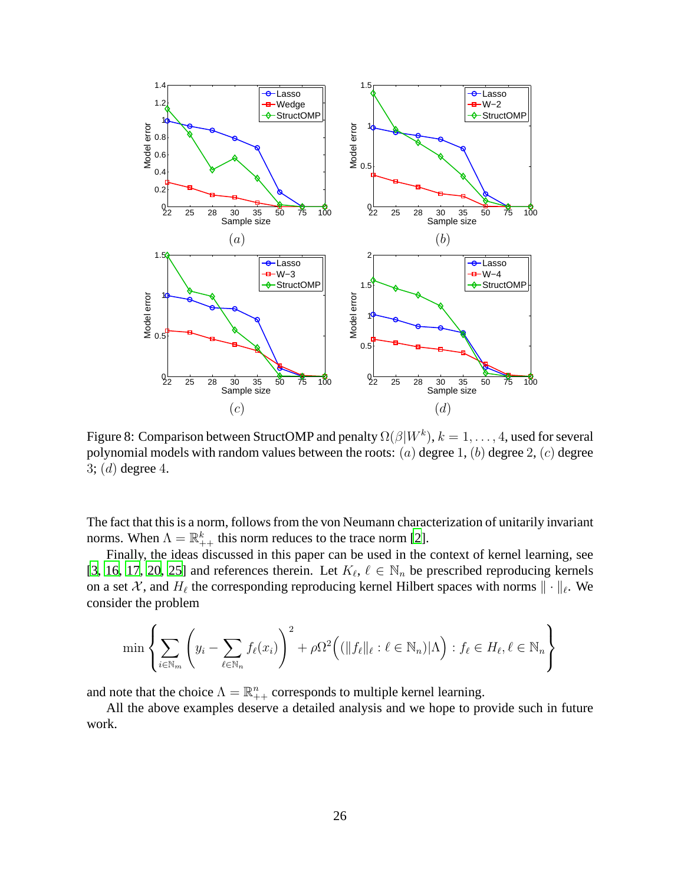Figure 8: Comparison between StructOMP and penalty $\Omega(\beta|W^k)$, $k = 1, \ldots, 4$, used for several polynomial models with random values between the roots: $(a)$ degree $1$, $(b)$ degree $2$, $(c)$ degree $3$; $(d)$ degree $4$.

The fact that this is a norm, follows from the von Neumann characterization of unitarily invariant norms. When $\Lambda = \mathbb{R}^k_{++}$ this norm reduces to the trace norm [2].

Finally, the ideas discussed in this paper can be used in the context of kernel learning, see [3, 16, 17, 20, 25] and references therein. Let $K_\ell$, $\ell \in \mathbb{N}_n$ be prescribed reproducing kernels on a set $\mathcal{X}$, and $H_\ell$ the corresponding reproducing kernel Hilbert spaces with norms $\|\cdot\|_\ell$. We consider the problem

$$\min \left\{ \sum_{i \in \mathbb{N}_m} \left( y_i - \sum_{\ell \in \mathbb{N}_n} f_\ell(x_i) \right)^2 + \rho \Omega^2 \Big( (\|f_\ell\|_\ell : \ell \in \mathbb{N}_n) | \Lambda \Big) : f_\ell \in H_\ell, \ell \in \mathbb{N}_n \right\}$$

and note that the choice $\Lambda = \mathbb{R}^n_{++}$ corresponds to multiple kernel learning.

All the above examples deserve a detailed analysis and we hope to provide such in future work.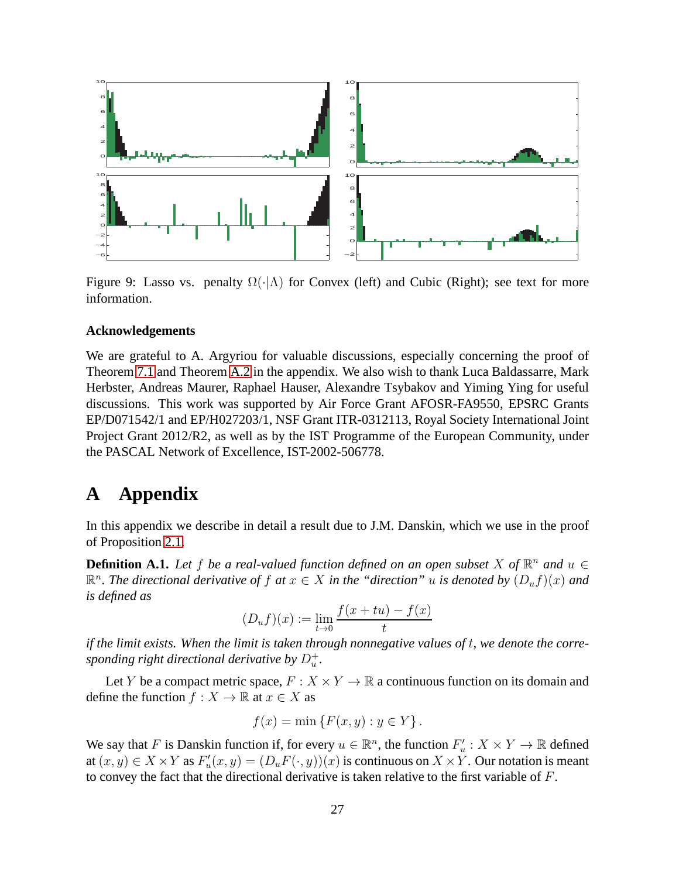Figure 9: Lasso vs. penalty $\Omega(\cdot|\Lambda)$ for Convex (left) and Cubic (Right); see text for more information.

#### Acknowledgements

We are grateful to A. Argyriou for valuable discussions, especially concerning the proof of Theorem 7.1 and Theorem A.2 in the appendix. We also wish to thank Luca Baldassarre, Mark Herbster, Andreas Maurer, Raphael Hauser, Alexandre Tsybakov and Yiming Ying for useful discussions. This work was supported by Air Force Grant AFOSR-FA9550, EPSRC Grants EP/D071542/1 and EP/H027203/1, NSF Grant ITR-0312113, Royal Society International Joint Project Grant 2012/R2, as well as by the IST Programme of the European Community, under the PASCAL Network of Excellence, IST-2002-506778.

# A Appendix

In this appendix we describe in detail a result due to J.M. Danskin, which we use in the proof of Proposition 2.1.

**Definition A.1.** *Let $f$ be a real-valued function defined on an open subset $X$ of $\mathbb{R}^n$ and $u \in \mathbb{R}^n$. The directional derivative of $f$ at $x \in X$ in the "direction" $u$ is denoted by $(D_u f)(x)$ and is defined as*

$$(D_u f)(x) := \lim_{t \to 0} \frac{f(x + tu) - f(x)}{t}$$

*if the limit exists. When the limit is taken through nonnegative values of $t$, we denote the corresponding right directional derivative by $D_u^+$.*

Let $Y$ be a compact metric space, $F : X \times Y \to \mathbb{R}$ a continuous function on its domain and define the function $f : X \to \mathbb{R}$ at $x \in X$ as

$$f(x) = \min \{F(x, y) : y \in Y\}.$$

We say that $F$ is Danskin function if, for every $u \in \mathbb{R}^n$, the function $F'_u : X \times Y \to \mathbb{R}$ defined at $(x, y) \in X \times Y$ as $F'_u(x, y) = (D_u F(\cdot, y))(x)$ is continuous on $X \times Y$. Our notation is meant to convey the fact that the directional derivative is taken relative to the first variable of $F$.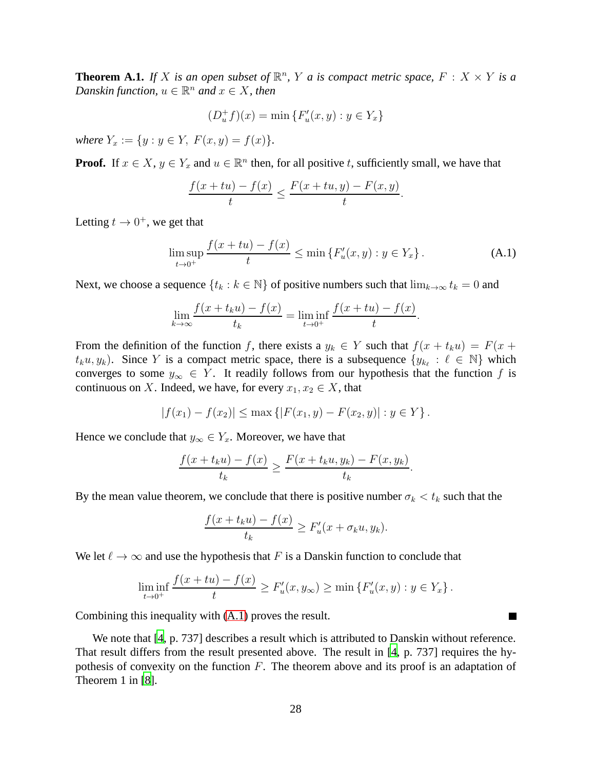**Theorem A.1.** *If $X$ is an open subset of $\mathbb{R}^n$, $Y$ a is compact metric space, $F : X \times Y$ is a Danskin function, $u \in \mathbb{R}^n$ and $x \in X$, then*

$$(D_u^+ f)(x) = \min \{F'_u(x,y) : y \in Y_x\}$$

*where $Y_x := \{y : y \in Y,\ F(x,y) = f(x)\}$.*

**Proof.** If $x \in X$, $y \in Y_x$ and $u \in \mathbb{R}^n$ then, for all positive $t$, sufficiently small, we have that

$$\frac{f(x+tu) - f(x)}{t} \leq \frac{F(x+tu, y) - F(x,y)}{t}.$$

Letting $t \to 0^+$, we get that

$$\limsup_{t \to 0^+} \frac{f(x+tu) - f(x)}{t} \leq \min \{F'_u(x,y) : y \in Y_x\}. \tag{A.1}$$

Next, we choose a sequence $\{t_k : k \in \mathbb{N}\}$ of positive numbers such that $\lim_{k\to\infty} t_k = 0$ and

$$\lim_{k\to\infty} \frac{f(x+t_k u) - f(x)}{t_k} = \liminf_{t\to 0^+} \frac{f(x+tu) - f(x)}{t}.$$

From the definition of the function $f$, there exists a $y_k \in Y$ such that $f(x + t_k u) = F(x + t_k u, y_k)$. Since $Y$ is a compact metric space, there is a subsequence $\{y_{k_\ell} : \ell \in \mathbb{N}\}$ which converges to some $y_\infty \in Y$. It readily follows from our hypothesis that the function $f$ is continuous on $X$. Indeed, we have, for every $x_1, x_2 \in X$, that

$$|f(x_1) - f(x_2)| \leq \max \{|F(x_1, y) - F(x_2, y)| : y \in Y\}.$$

Hence we conclude that $y_\infty \in Y_x$. Moreover, we have that

$$\frac{f(x+t_k u) - f(x)}{t_k} \geq \frac{F(x+t_k u, y_k) - F(x, y_k)}{t_k}.$$

By the mean value theorem, we conclude that there is positive number $\sigma_k < t_k$ such that the

$$\frac{f(x+t_k u) - f(x)}{t_k} \geq F'_u(x + \sigma_k u, y_k).$$

We let $\ell \to \infty$ and use the hypothesis that $F$ is a Danskin function to conclude that

$$\liminf_{t\to 0^+} \frac{f(x+tu) - f(x)}{t} \geq F'_u(x, y_\infty) \geq \min \{F'_u(x,y) : y \in Y_x\}.$$

Combining this inequality with (A.1) proves the result. ∎

We note that [4, p. 737] describes a result which is attributed to Danskin without reference. That result differs from the result presented above. The result in [4, p. 737] requires the hypothesis of convexity on the function $F$. The theorem above and its proof is an adaptation of Theorem 1 in [8].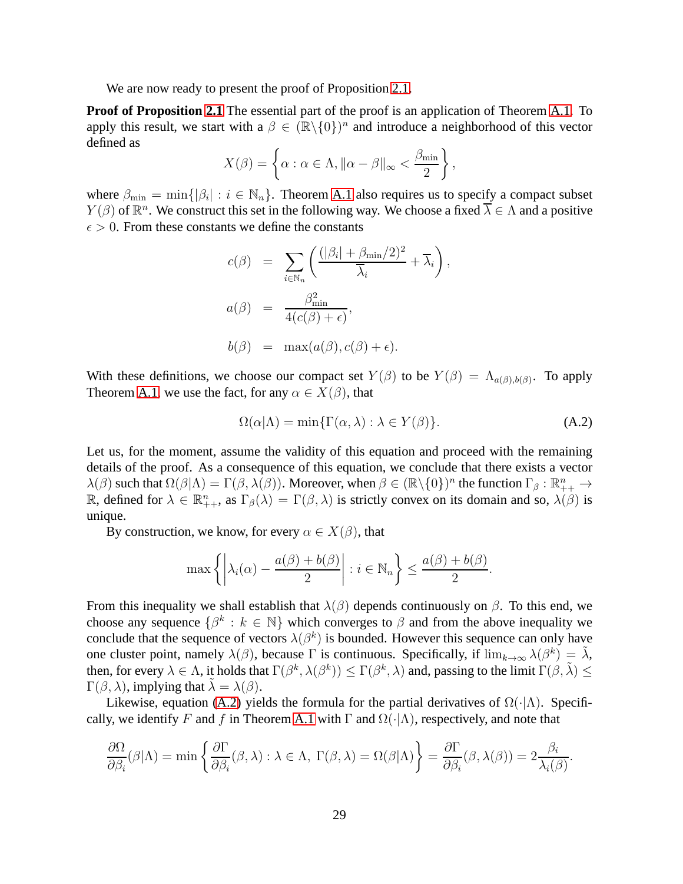We are now ready to present the proof of Proposition 2.1.

**Proof of Proposition 2.1** The essential part of the proof is an application of Theorem A.1. To apply this result, we start with a $\beta \in (\mathbb{R}\backslash\{0\})^n$ and introduce a neighborhood of this vector defined as

$$X(\beta) = \left\{ \alpha : \alpha \in \Lambda, \|\alpha - \beta\|_\infty < \frac{\beta_{\min}}{2} \right\},$$

where $\beta_{\min} = \min\{|\beta_i| : i \in \mathbb{N}_n\}$. Theorem A.1 also requires us to specify a compact subset $Y(\beta)$ of $\mathbb{R}^n$. We construct this set in the following way. We choose a fixed $\overline{\lambda} \in \Lambda$ and a positive $\epsilon > 0$. From these constants we define the constants

$$\begin{aligned}
c(\beta) &= \sum_{i \in \mathbb{N}_n} \left( \frac{(|\beta_i| + \beta_{\min}/2)^2}{\overline{\lambda}_i} + \overline{\lambda}_i \right), \\
a(\beta) &= \frac{\beta_{\min}^2}{4(c(\beta) + \epsilon)}, \\
b(\beta) &= \max(a(\beta), c(\beta) + \epsilon).
\end{aligned}$$

With these definitions, we choose our compact set $Y(\beta)$ to be $Y(\beta) = \Lambda_{a(\beta), b(\beta)}$. To apply Theorem A.1, we use the fact, for any $\alpha \in X(\beta)$, that

$$\Omega(\alpha|\Lambda) = \min\{\Gamma(\alpha, \lambda) : \lambda \in Y(\beta)\}. \tag{A.2}$$

Let us, for the moment, assume the validity of this equation and proceed with the remaining details of the proof. As a consequence of this equation, we conclude that there exists a vector $\lambda(\beta)$ such that $\Omega(\beta|\Lambda) = \Gamma(\beta, \lambda(\beta))$. Moreover, when $\beta \in (\mathbb{R}\backslash\{0\})^n$ the function $\Gamma_\beta : \mathbb{R}^n_{++} \to \mathbb{R}$, defined for $\lambda \in \mathbb{R}^n_{++}$, as $\Gamma_\beta(\lambda) = \Gamma(\beta, \lambda)$ is strictly convex on its domain and so, $\lambda(\beta)$ is unique.

By construction, we know, for every $\alpha \in X(\beta)$, that

$$\max\left\{ \left| \lambda_i(\alpha) - \frac{a(\beta) + b(\beta)}{2} \right| : i \in \mathbb{N}_n \right\} \leq \frac{a(\beta) + b(\beta)}{2}.$$

From this inequality we shall establish that $\lambda(\beta)$ depends continuously on $\beta$. To this end, we choose any sequence $\{\beta^k : k \in \mathbb{N}\}$ which converges to $\beta$ and from the above inequality we conclude that the sequence of vectors $\lambda(\beta^k)$ is bounded. However this sequence can only have one cluster point, namely $\lambda(\beta)$, because $\Gamma$ is continuous. Specifically, if $\lim_{k\to\infty} \lambda(\beta^k) = \tilde{\lambda}$, then, for every $\lambda \in \Lambda$, it holds that $\Gamma(\beta^k, \lambda(\beta^k)) \leq \Gamma(\beta^k, \lambda)$ and, passing to the limit $\Gamma(\beta, \tilde{\lambda}) \leq \Gamma(\beta, \lambda)$, implying that $\tilde{\lambda} = \lambda(\beta)$.

Likewise, equation (A.2) yields the formula for the partial derivatives of $\Omega(\cdot|\Lambda)$. Specifically, we identify $F$ and $f$ in Theorem A.1 with $\Gamma$ and $\Omega(\cdot|\Lambda)$, respectively, and note that

$$\frac{\partial \Omega}{\partial \beta_i}(\beta|\Lambda) = \min\left\{ \frac{\partial \Gamma}{\partial \beta_i}(\beta, \lambda) : \lambda \in \Lambda,\ \Gamma(\beta, \lambda) = \Omega(\beta|\Lambda) \right\} = \frac{\partial \Gamma}{\partial \beta_i}(\beta, \lambda(\beta)) = 2\frac{\beta_i}{\lambda_i(\beta)}.$$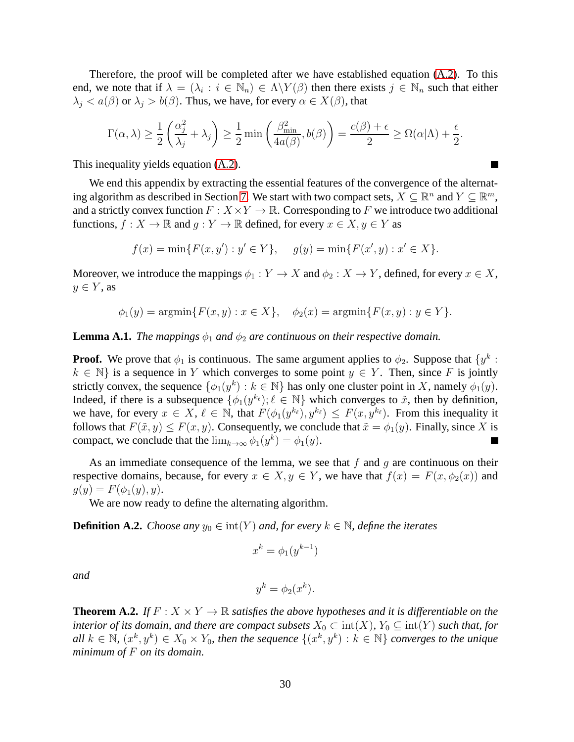Therefore, the proof will be completed after we have established equation (A.2). To this end, we note that if $\lambda = (\lambda_i : i \in \mathbb{N}_n) \in \Lambda \backslash Y(\beta)$ then there exists $j \in \mathbb{N}_n$ such that either $\lambda_j < a(\beta)$ or $\lambda_j > b(\beta)$. Thus, we have, for every $\alpha \in X(\beta)$, that

$$\Gamma(\alpha, \lambda) \geq \frac{1}{2}\left(\frac{\alpha_j^2}{\lambda_j} + \lambda_j\right) \geq \frac{1}{2}\min\left(\frac{\beta_{\min}^2}{4a(\beta)}, b(\beta)\right) = \frac{c(\beta)+\epsilon}{2} \geq \Omega(\alpha|\Lambda) + \frac{\epsilon}{2}.$$

This inequality yields equation (A.2). ■

We end this appendix by extracting the essential features of the convergence of the alternating algorithm as described in Section 7. We start with two compact sets, $X \subseteq \mathbb{R}^n$ and $Y \subseteq \mathbb{R}^m$, and a strictly convex function $F : X \times Y \to \mathbb{R}$. Corresponding to $F$ we introduce two additional functions, $f : X \to \mathbb{R}$ and $g : Y \to \mathbb{R}$ defined, for every $x \in X, y \in Y$ as

$$f(x) = \min\{F(x, y') : y' \in Y\}, \quad g(y) = \min\{F(x', y) : x' \in X\}.$$

Moreover, we introduce the mappings $\phi_1 : Y \to X$ and $\phi_2 : X \to Y$, defined, for every $x \in X$, $y \in Y$, as

$$\phi_1(y) = \operatorname{argmin}\{F(x, y) : x \in X\}, \quad \phi_2(x) = \operatorname{argmin}\{F(x, y) : y \in Y\}.$$

**Lemma A.1.** *The mappings $\phi_1$ and $\phi_2$ are continuous on their respective domain.*

**Proof.** We prove that $\phi_1$ is continuous. The same argument applies to $\phi_2$. Suppose that $\{y^k : k \in \mathbb{N}\}$ is a sequence in $Y$ which converges to some point $y \in Y$. Then, since $F$ is jointly strictly convex, the sequence $\{\phi_1(y^k) : k \in \mathbb{N}\}$ has only one cluster point in $X$, namely $\phi_1(y)$. Indeed, if there is a subsequence $\{\phi_1(y^{k_\ell}); \ell \in \mathbb{N}\}$ which converges to $\tilde{x}$, then by definition, we have, for every $x \in X$, $\ell \in \mathbb{N}$, that $F(\phi_1(y^{k_\ell}), y^{k_\ell}) \leq F(x, y^{k_\ell})$. From this inequality it follows that $F(\tilde{x}, y) \leq F(x, y)$. Consequently, we conclude that $\tilde{x} = \phi_1(y)$. Finally, since $X$ is compact, we conclude that the $\lim_{k\to\infty} \phi_1(y^k) = \phi_1(y)$. ■

As an immediate consequence of the lemma, we see that $f$ and $g$ are continuous on their respective domains, because, for every $x \in X, y \in Y$, we have that $f(x) = F(x, \phi_2(x))$ and $g(y) = F(\phi_1(y), y)$.

We are now ready to define the alternating algorithm.

**Definition A.2.** *Choose any $y_0 \in \operatorname{int}(Y)$ and, for every $k \in \mathbb{N}$, define the iterates*

$$x^k = \phi_1(y^{k-1})$$

*and*

$$y^k = \phi_2(x^k).$$

**Theorem A.2.** *If $F : X \times Y \to \mathbb{R}$ satisfies the above hypotheses and it is differentiable on the interior of its domain, and there are compact subsets $X_0 \subset \operatorname{int}(X)$, $Y_0 \subseteq \operatorname{int}(Y)$ such that, for all $k \in \mathbb{N}$, $(x^k, y^k) \in X_0 \times Y_0$, then the sequence $\{(x^k, y^k) : k \in \mathbb{N}\}$ converges to the unique minimum of $F$ on its domain.*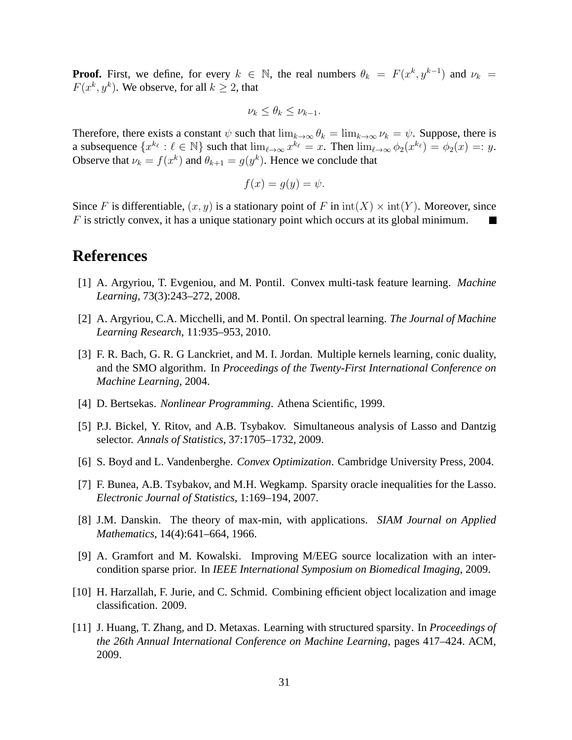**Proof.** First, we define, for every $k \in \mathbb{N}$, the real numbers $\theta_k = F(x^k, y^{k-1})$ and $\nu_k = F(x^k, y^k)$. We observe, for all $k \geq 2$, that

$$\nu_k \leq \theta_k \leq \nu_{k-1}.$$

Therefore, there exists a constant $\psi$ such that $\lim_{k\to\infty} \theta_k = \lim_{k\to\infty} \nu_k = \psi$. Suppose, there is a subsequence $\{x^{k_\ell} : \ell \in \mathbb{N}\}$ such that $\lim_{\ell\to\infty} x^{k_\ell} = x$. Then $\lim_{\ell\to\infty} \phi_2(x^{k_\ell}) = \phi_2(x) =: y$. Observe that $\nu_k = f(x^k)$ and $\theta_{k+1} = g(y^k)$. Hence we conclude that

$$f(x) = g(y) = \psi.$$

Since $F$ is differentiable, $(x, y)$ is a stationary point of $F$ in $\mathrm{int}(X) \times \mathrm{int}(Y)$. Moreover, since $F$ is strictly convex, it has a unique stationary point which occurs at its global minimum. ■

# References

[1] A. Argyriou, T. Evgeniou, and M. Pontil. Convex multi-task feature learning. *Machine Learning*, 73(3):243–272, 2008.

[2] A. Argyriou, C.A. Micchelli, and M. Pontil. On spectral learning. *The Journal of Machine Learning Research*, 11:935–953, 2010.

[3] F. R. Bach, G. R. G Lanckriet, and M. I. Jordan. Multiple kernels learning, conic duality, and the SMO algorithm. In *Proceedings of the Twenty-First International Conference on Machine Learning*, 2004.

[4] D. Bertsekas. *Nonlinear Programming*. Athena Scientific, 1999.

[5] P.J. Bickel, Y. Ritov, and A.B. Tsybakov. Simultaneous analysis of Lasso and Dantzig selector. *Annals of Statistics*, 37:1705–1732, 2009.

[6] S. Boyd and L. Vandenberghe. *Convex Optimization*. Cambridge University Press, 2004.

[7] F. Bunea, A.B. Tsybakov, and M.H. Wegkamp. Sparsity oracle inequalities for the Lasso. *Electronic Journal of Statistics*, 1:169–194, 2007.

[8] J.M. Danskin. The theory of max-min, with applications. *SIAM Journal on Applied Mathematics*, 14(4):641–664, 1966.

[9] A. Gramfort and M. Kowalski. Improving M/EEG source localization with an inter-condition sparse prior. In *IEEE International Symposium on Biomedical Imaging*, 2009.

[10] H. Harzallah, F. Jurie, and C. Schmid. Combining efficient object localization and image classification. 2009.

[11] J. Huang, T. Zhang, and D. Metaxas. Learning with structured sparsity. In *Proceedings of the 26th Annual International Conference on Machine Learning*, pages 417–424. ACM, 2009.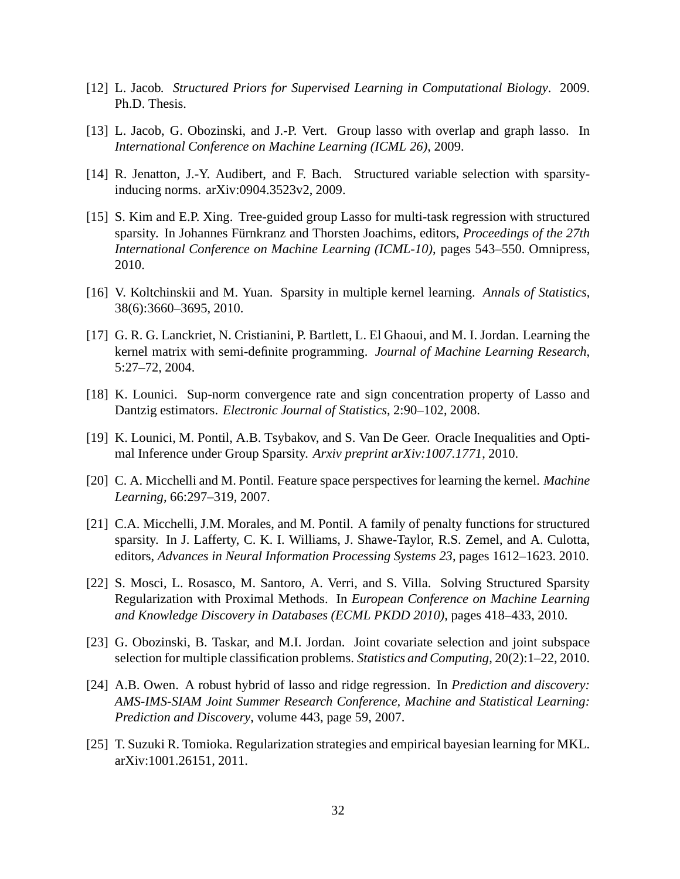[12] L. Jacob. *Structured Priors for Supervised Learning in Computational Biology*. 2009. Ph.D. Thesis.

[13] L. Jacob, G. Obozinski, and J.-P. Vert. Group lasso with overlap and graph lasso. In *International Conference on Machine Learning (ICML 26)*, 2009.

[14] R. Jenatton, J.-Y. Audibert, and F. Bach. Structured variable selection with sparsity-inducing norms. arXiv:0904.3523v2, 2009.

[15] S. Kim and E.P. Xing. Tree-guided group Lasso for multi-task regression with structured sparsity. In Johannes Fürnkranz and Thorsten Joachims, editors, *Proceedings of the 27th International Conference on Machine Learning (ICML-10)*, pages 543–550. Omnipress, 2010.

[16] V. Koltchinskii and M. Yuan. Sparsity in multiple kernel learning. *Annals of Statistics*, 38(6):3660–3695, 2010.

[17] G. R. G. Lanckriet, N. Cristianini, P. Bartlett, L. El Ghaoui, and M. I. Jordan. Learning the kernel matrix with semi-definite programming. *Journal of Machine Learning Research*, 5:27–72, 2004.

[18] K. Lounici. Sup-norm convergence rate and sign concentration property of Lasso and Dantzig estimators. *Electronic Journal of Statistics*, 2:90–102, 2008.

[19] K. Lounici, M. Pontil, A.B. Tsybakov, and S. Van De Geer. Oracle Inequalities and Optimal Inference under Group Sparsity. *Arxiv preprint arXiv:1007.1771*, 2010.

[20] C. A. Micchelli and M. Pontil. Feature space perspectives for learning the kernel. *Machine Learning*, 66:297–319, 2007.

[21] C.A. Micchelli, J.M. Morales, and M. Pontil. A family of penalty functions for structured sparsity. In J. Lafferty, C. K. I. Williams, J. Shawe-Taylor, R.S. Zemel, and A. Culotta, editors, *Advances in Neural Information Processing Systems 23*, pages 1612–1623. 2010.

[22] S. Mosci, L. Rosasco, M. Santoro, A. Verri, and S. Villa. Solving Structured Sparsity Regularization with Proximal Methods. In *European Conference on Machine Learning and Knowledge Discovery in Databases (ECML PKDD 2010)*, pages 418–433, 2010.

[23] G. Obozinski, B. Taskar, and M.I. Jordan. Joint covariate selection and joint subspace selection for multiple classification problems. *Statistics and Computing*, 20(2):1–22, 2010.

[24] A.B. Owen. A robust hybrid of lasso and ridge regression. In *Prediction and discovery: AMS-IMS-SIAM Joint Summer Research Conference, Machine and Statistical Learning: Prediction and Discovery*, volume 443, page 59, 2007.

[25] T. Suzuki R. Tomioka. Regularization strategies and empirical bayesian learning for MKL. arXiv:1001.26151, 2011.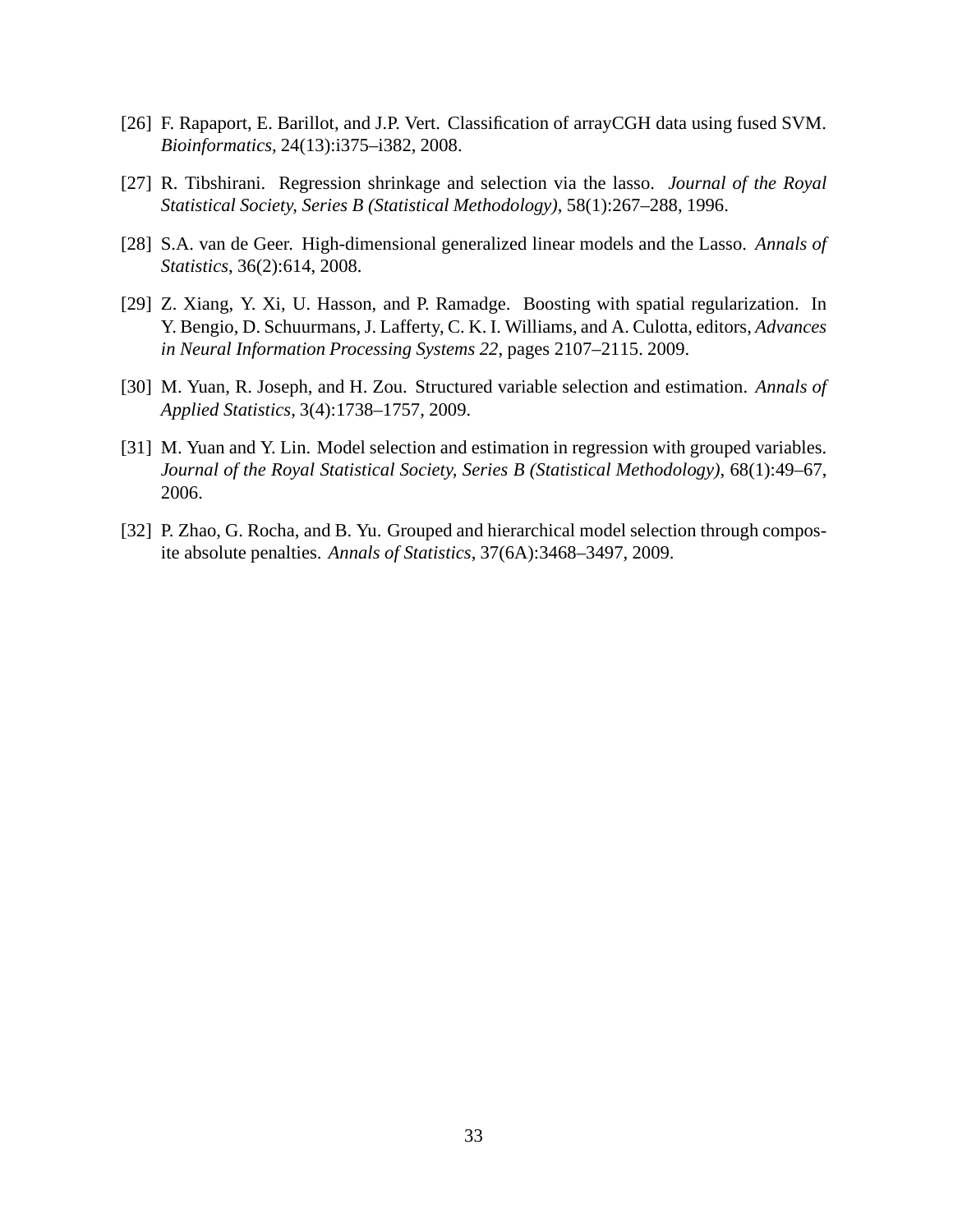[26] F. Rapaport, E. Barillot, and J.P. Vert. Classification of arrayCGH data using fused SVM. *Bioinformatics*, 24(13):i375–i382, 2008.

[27] R. Tibshirani. Regression shrinkage and selection via the lasso. *Journal of the Royal Statistical Society, Series B (Statistical Methodology)*, 58(1):267–288, 1996.

[28] S.A. van de Geer. High-dimensional generalized linear models and the Lasso. *Annals of Statistics*, 36(2):614, 2008.

[29] Z. Xiang, Y. Xi, U. Hasson, and P. Ramadge. Boosting with spatial regularization. In Y. Bengio, D. Schuurmans, J. Lafferty, C. K. I. Williams, and A. Culotta, editors, *Advances in Neural Information Processing Systems 22*, pages 2107–2115. 2009.

[30] M. Yuan, R. Joseph, and H. Zou. Structured variable selection and estimation. *Annals of Applied Statistics*, 3(4):1738–1757, 2009.

[31] M. Yuan and Y. Lin. Model selection and estimation in regression with grouped variables. *Journal of the Royal Statistical Society, Series B (Statistical Methodology)*, 68(1):49–67, 2006.

[32] P. Zhao, G. Rocha, and B. Yu. Grouped and hierarchical model selection through composite absolute penalties. *Annals of Statistics*, 37(6A):3468–3497, 2009.